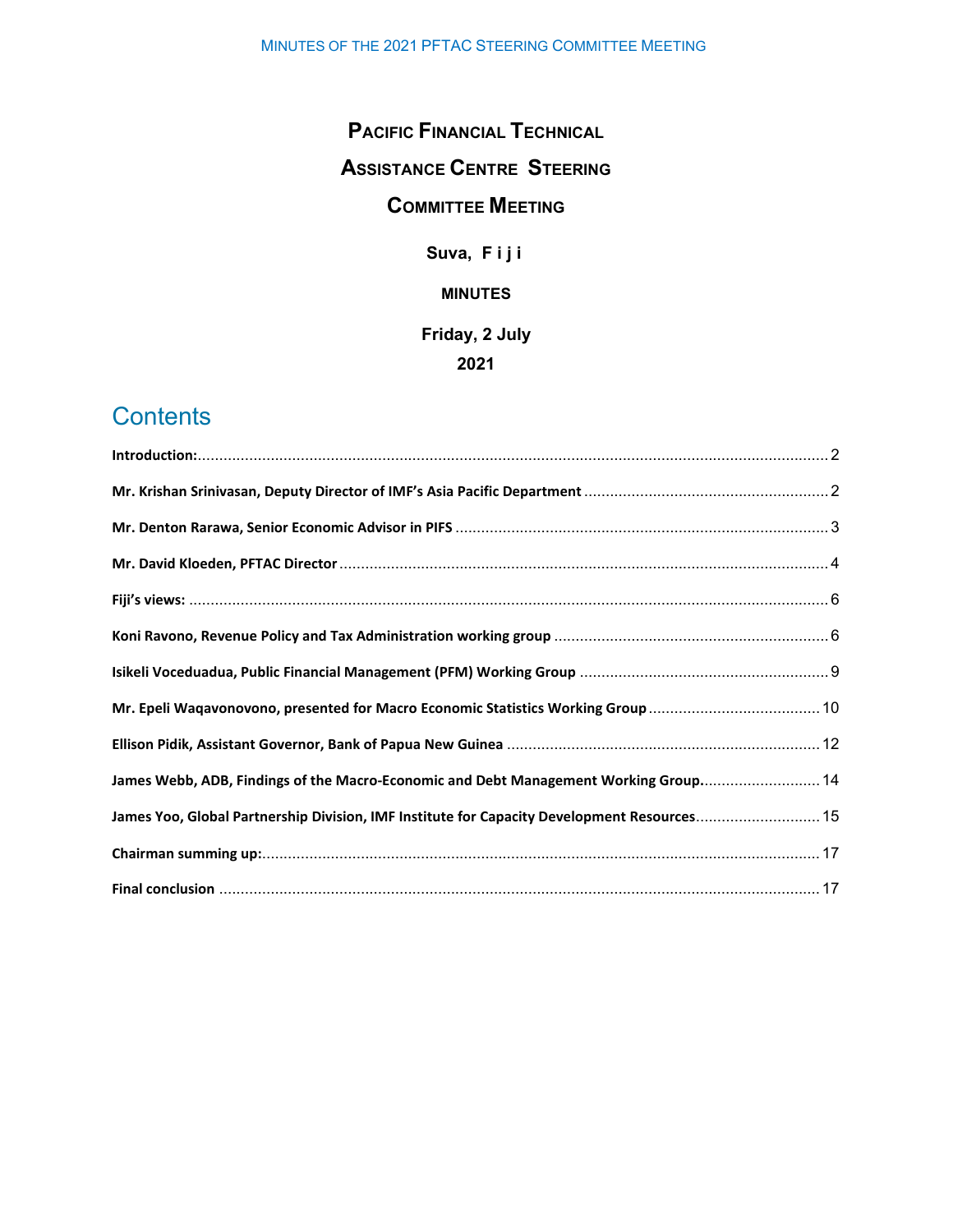# Pacific Financial Technical Assistance Centre Steering Committee Meeting

**Suva, Fiji**

**MINUTES**

**Friday, 2 July 2021**

## Contents

**Introduction:** ..... 2

**Mr. Krishan Srinivasan, Deputy Director of IMF's Asia Pacific Department** ..... 2

**Mr. Denton Rarawa, Senior Economic Advisor in PIFS** ..... 3

**Mr. David Kloeden, PFTAC Director** ..... 4

**Fiji's views:** ..... 6

**Koni Ravono, Revenue Policy and Tax Administration working group** ..... 6

**Isikeli Voceduadua, Public Financial Management (PFM) Working Group** ..... 9

**Mr. Epeli Waqavonovono, presented for Macro Economic Statistics Working Group** ..... 10

**Ellison Pidik, Assistant Governor, Bank of Papua New Guinea** ..... 12

**James Webb, ADB, Findings of the Macro-Economic and Debt Management Working Group.** ..... 14

**James Yoo, Global Partnership Division, IMF Institute for Capacity Development Resources** ..... 15

**Chairman summing up:** ..... 17

**Final conclusion** ..... 17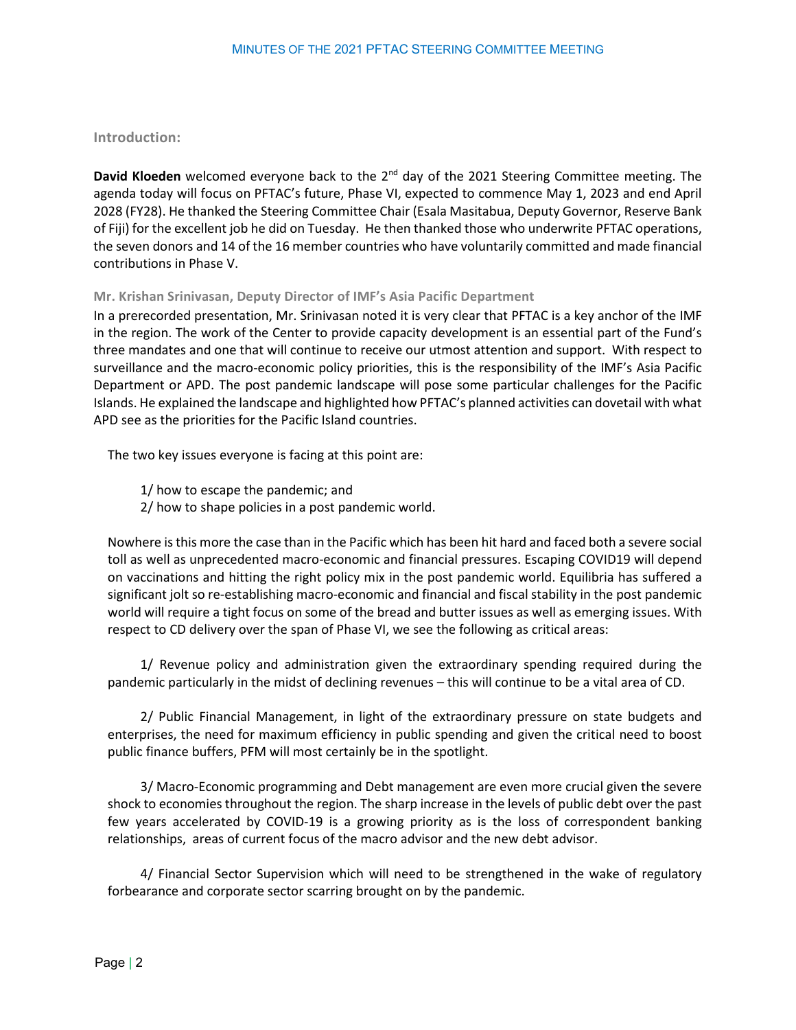## Introduction:

**David Kloeden** welcomed everyone back to the 2nd day of the 2021 Steering Committee meeting. The agenda today will focus on PFTAC's future, Phase VI, expected to commence May 1, 2023 and end April 2028 (FY28). He thanked the Steering Committee Chair (Esala Masitabua, Deputy Governor, Reserve Bank of Fiji) for the excellent job he did on Tuesday. He then thanked those who underwrite PFTAC operations, the seven donors and 14 of the 16 member countries who have voluntarily committed and made financial contributions in Phase V.

### Mr. Krishan Srinivasan, Deputy Director of IMF's Asia Pacific Department

In a prerecorded presentation, Mr. Srinivasan noted it is very clear that PFTAC is a key anchor of the IMF in the region. The work of the Center to provide capacity development is an essential part of the Fund's three mandates and one that will continue to receive our utmost attention and support. With respect to surveillance and the macro-economic policy priorities, this is the responsibility of the IMF's Asia Pacific Department or APD. The post pandemic landscape will pose some particular challenges for the Pacific Islands. He explained the landscape and highlighted how PFTAC's planned activities can dovetail with what APD see as the priorities for the Pacific Island countries.

The two key issues everyone is facing at this point are:

1/ how to escape the pandemic; and
2/ how to shape policies in a post pandemic world.

Nowhere is this more the case than in the Pacific which has been hit hard and faced both a severe social toll as well as unprecedented macro-economic and financial pressures. Escaping COVID19 will depend on vaccinations and hitting the right policy mix in the post pandemic world. Equilibria has suffered a significant jolt so re-establishing macro-economic and financial and fiscal stability in the post pandemic world will require a tight focus on some of the bread and butter issues as well as emerging issues. With respect to CD delivery over the span of Phase VI, we see the following as critical areas:

1/ Revenue policy and administration given the extraordinary spending required during the pandemic particularly in the midst of declining revenues – this will continue to be a vital area of CD.

2/ Public Financial Management, in light of the extraordinary pressure on state budgets and enterprises, the need for maximum efficiency in public spending and given the critical need to boost public finance buffers, PFM will most certainly be in the spotlight.

3/ Macro-Economic programming and Debt management are even more crucial given the severe shock to economies throughout the region. The sharp increase in the levels of public debt over the past few years accelerated by COVID-19 is a growing priority as is the loss of correspondent banking relationships, areas of current focus of the macro advisor and the new debt advisor.

4/ Financial Sector Supervision which will need to be strengthened in the wake of regulatory forbearance and corporate sector scarring brought on by the pandemic.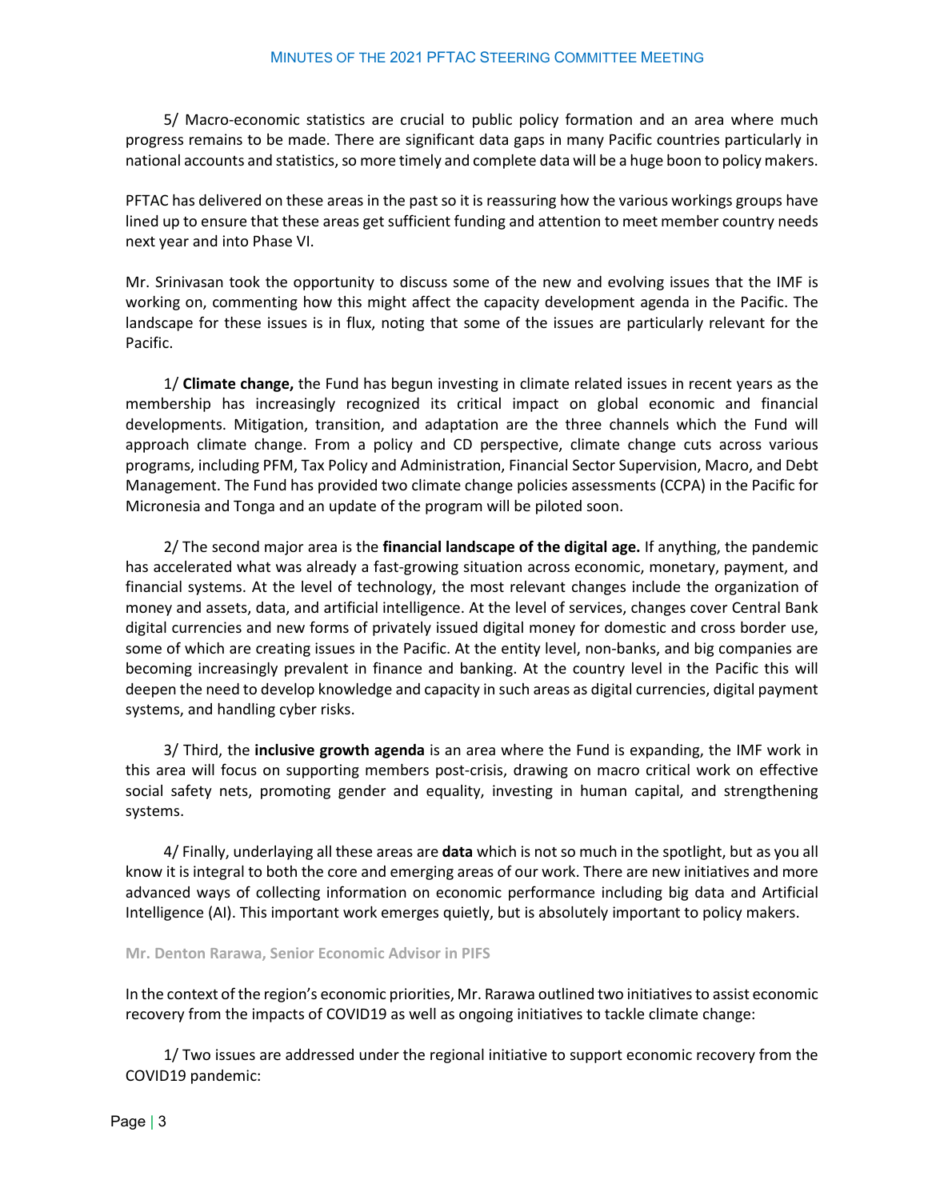5/ Macro-economic statistics are crucial to public policy formation and an area where much progress remains to be made. There are significant data gaps in many Pacific countries particularly in national accounts and statistics, so more timely and complete data will be a huge boon to policy makers.

PFTAC has delivered on these areas in the past so it is reassuring how the various workings groups have lined up to ensure that these areas get sufficient funding and attention to meet member country needs next year and into Phase VI.

Mr. Srinivasan took the opportunity to discuss some of the new and evolving issues that the IMF is working on, commenting how this might affect the capacity development agenda in the Pacific. The landscape for these issues is in flux, noting that some of the issues are particularly relevant for the Pacific.

1/ **Climate change,** the Fund has begun investing in climate related issues in recent years as the membership has increasingly recognized its critical impact on global economic and financial developments. Mitigation, transition, and adaptation are the three channels which the Fund will approach climate change. From a policy and CD perspective, climate change cuts across various programs, including PFM, Tax Policy and Administration, Financial Sector Supervision, Macro, and Debt Management. The Fund has provided two climate change policies assessments (CCPA) in the Pacific for Micronesia and Tonga and an update of the program will be piloted soon.

2/ The second major area is the **financial landscape of the digital age.** If anything, the pandemic has accelerated what was already a fast-growing situation across economic, monetary, payment, and financial systems. At the level of technology, the most relevant changes include the organization of money and assets, data, and artificial intelligence. At the level of services, changes cover Central Bank digital currencies and new forms of privately issued digital money for domestic and cross border use, some of which are creating issues in the Pacific. At the entity level, non-banks, and big companies are becoming increasingly prevalent in finance and banking. At the country level in the Pacific this will deepen the need to develop knowledge and capacity in such areas as digital currencies, digital payment systems, and handling cyber risks.

3/ Third, the **inclusive growth agenda** is an area where the Fund is expanding, the IMF work in this area will focus on supporting members post-crisis, drawing on macro critical work on effective social safety nets, promoting gender and equality, investing in human capital, and strengthening systems.

4/ Finally, underlaying all these areas are **data** which is not so much in the spotlight, but as you all know it is integral to both the core and emerging areas of our work. There are new initiatives and more advanced ways of collecting information on economic performance including big data and Artificial Intelligence (AI). This important work emerges quietly, but is absolutely important to policy makers.

**Mr. Denton Rarawa, Senior Economic Advisor in PIFS**

In the context of the region's economic priorities, Mr. Rarawa outlined two initiatives to assist economic recovery from the impacts of COVID19 as well as ongoing initiatives to tackle climate change:

1/ Two issues are addressed under the regional initiative to support economic recovery from the COVID19 pandemic: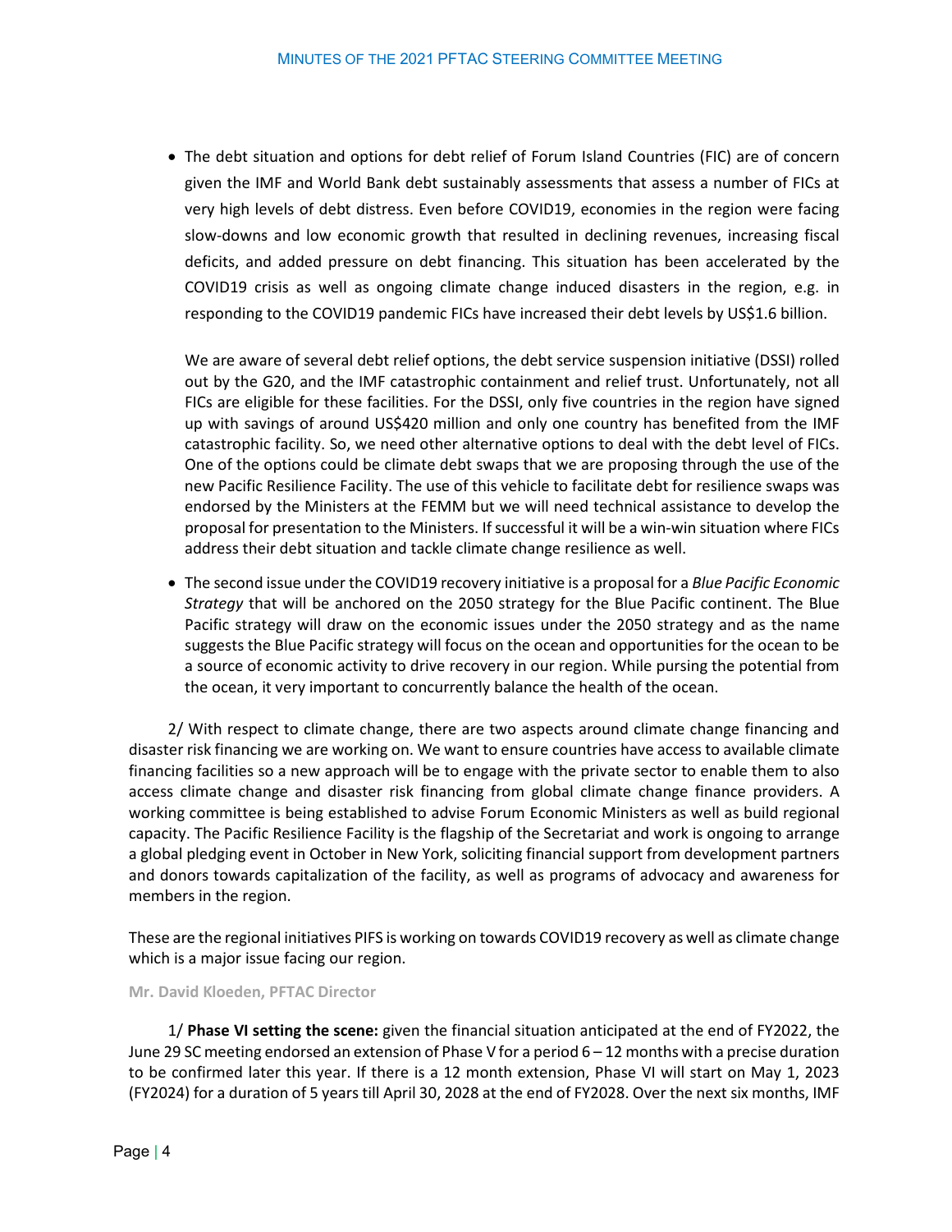- The debt situation and options for debt relief of Forum Island Countries (FIC) are of concern given the IMF and World Bank debt sustainably assessments that assess a number of FICs at very high levels of debt distress. Even before COVID19, economies in the region were facing slow-downs and low economic growth that resulted in declining revenues, increasing fiscal deficits, and added pressure on debt financing. This situation has been accelerated by the COVID19 crisis as well as ongoing climate change induced disasters in the region, e.g. in responding to the COVID19 pandemic FICs have increased their debt levels by US$1.6 billion.

  We are aware of several debt relief options, the debt service suspension initiative (DSSI) rolled out by the G20, and the IMF catastrophic containment and relief trust. Unfortunately, not all FICs are eligible for these facilities. For the DSSI, only five countries in the region have signed up with savings of around US$420 million and only one country has benefited from the IMF catastrophic facility. So, we need other alternative options to deal with the debt level of FICs. One of the options could be climate debt swaps that we are proposing through the use of the new Pacific Resilience Facility. The use of this vehicle to facilitate debt for resilience swaps was endorsed by the Ministers at the FEMM but we will need technical assistance to develop the proposal for presentation to the Ministers. If successful it will be a win-win situation where FICs address their debt situation and tackle climate change resilience as well.

- The second issue under the COVID19 recovery initiative is a proposal for a *Blue Pacific Economic Strategy* that will be anchored on the 2050 strategy for the Blue Pacific continent. The Blue Pacific strategy will draw on the economic issues under the 2050 strategy and as the name suggests the Blue Pacific strategy will focus on the ocean and opportunities for the ocean to be a source of economic activity to drive recovery in our region. While pursing the potential from the ocean, it very important to concurrently balance the health of the ocean.

2/ With respect to climate change, there are two aspects around climate change financing and disaster risk financing we are working on. We want to ensure countries have access to available climate financing facilities so a new approach will be to engage with the private sector to enable them to also access climate change and disaster risk financing from global climate change finance providers. A working committee is being established to advise Forum Economic Ministers as well as build regional capacity. The Pacific Resilience Facility is the flagship of the Secretariat and work is ongoing to arrange a global pledging event in October in New York, soliciting financial support from development partners and donors towards capitalization of the facility, as well as programs of advocacy and awareness for members in the region.

These are the regional initiatives PIFS is working on towards COVID19 recovery as well as climate change which is a major issue facing our region.

**Mr. David Kloeden, PFTAC Director**

1/ **Phase VI setting the scene:** given the financial situation anticipated at the end of FY2022, the June 29 SC meeting endorsed an extension of Phase V for a period 6 – 12 months with a precise duration to be confirmed later this year. If there is a 12 month extension, Phase VI will start on May 1, 2023 (FY2024) for a duration of 5 years till April 30, 2028 at the end of FY2028. Over the next six months, IMF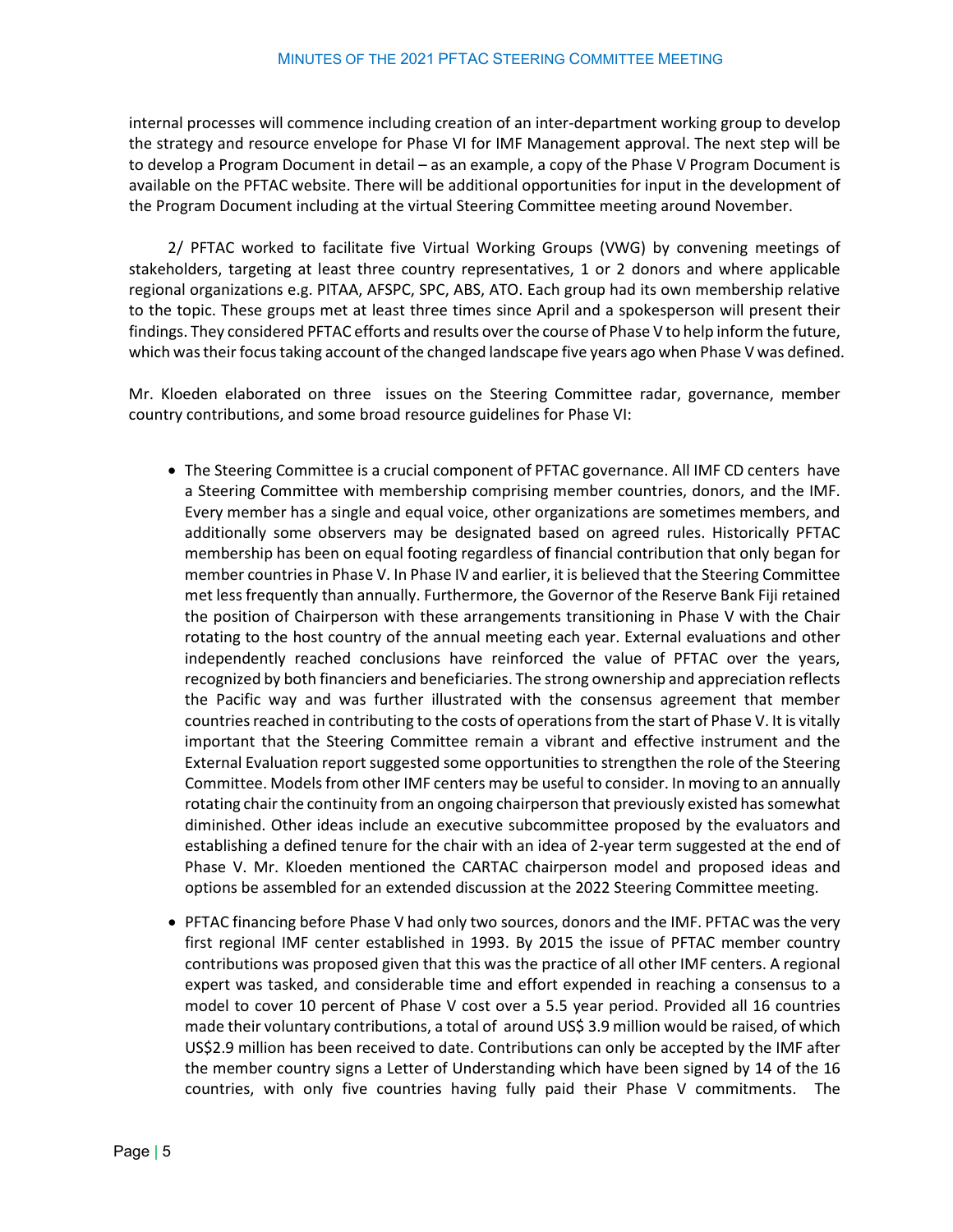internal processes will commence including creation of an inter-department working group to develop the strategy and resource envelope for Phase VI for IMF Management approval. The next step will be to develop a Program Document in detail – as an example, a copy of the Phase V Program Document is available on the PFTAC website. There will be additional opportunities for input in the development of the Program Document including at the virtual Steering Committee meeting around November.

2/ PFTAC worked to facilitate five Virtual Working Groups (VWG) by convening meetings of stakeholders, targeting at least three country representatives, 1 or 2 donors and where applicable regional organizations e.g. PITAA, AFSPC, SPC, ABS, ATO. Each group had its own membership relative to the topic. These groups met at least three times since April and a spokesperson will present their findings. They considered PFTAC efforts and results over the course of Phase V to help inform the future, which was their focus taking account of the changed landscape five years ago when Phase V was defined.

Mr. Kloeden elaborated on three issues on the Steering Committee radar, governance, member country contributions, and some broad resource guidelines for Phase VI:

- The Steering Committee is a crucial component of PFTAC governance. All IMF CD centers have a Steering Committee with membership comprising member countries, donors, and the IMF. Every member has a single and equal voice, other organizations are sometimes members, and additionally some observers may be designated based on agreed rules. Historically PFTAC membership has been on equal footing regardless of financial contribution that only began for member countries in Phase V. In Phase IV and earlier, it is believed that the Steering Committee met less frequently than annually. Furthermore, the Governor of the Reserve Bank Fiji retained the position of Chairperson with these arrangements transitioning in Phase V with the Chair rotating to the host country of the annual meeting each year. External evaluations and other independently reached conclusions have reinforced the value of PFTAC over the years, recognized by both financiers and beneficiaries. The strong ownership and appreciation reflects the Pacific way and was further illustrated with the consensus agreement that member countries reached in contributing to the costs of operations from the start of Phase V. It is vitally important that the Steering Committee remain a vibrant and effective instrument and the External Evaluation report suggested some opportunities to strengthen the role of the Steering Committee. Models from other IMF centers may be useful to consider. In moving to an annually rotating chair the continuity from an ongoing chairperson that previously existed has somewhat diminished. Other ideas include an executive subcommittee proposed by the evaluators and establishing a defined tenure for the chair with an idea of 2-year term suggested at the end of Phase V. Mr. Kloeden mentioned the CARTAC chairperson model and proposed ideas and options be assembled for an extended discussion at the 2022 Steering Committee meeting.
- PFTAC financing before Phase V had only two sources, donors and the IMF. PFTAC was the very first regional IMF center established in 1993. By 2015 the issue of PFTAC member country contributions was proposed given that this was the practice of all other IMF centers. A regional expert was tasked, and considerable time and effort expended in reaching a consensus to a model to cover 10 percent of Phase V cost over a 5.5 year period. Provided all 16 countries made their voluntary contributions, a total of around US$ 3.9 million would be raised, of which US$2.9 million has been received to date. Contributions can only be accepted by the IMF after the member country signs a Letter of Understanding which have been signed by 14 of the 16 countries, with only five countries having fully paid their Phase V commitments. The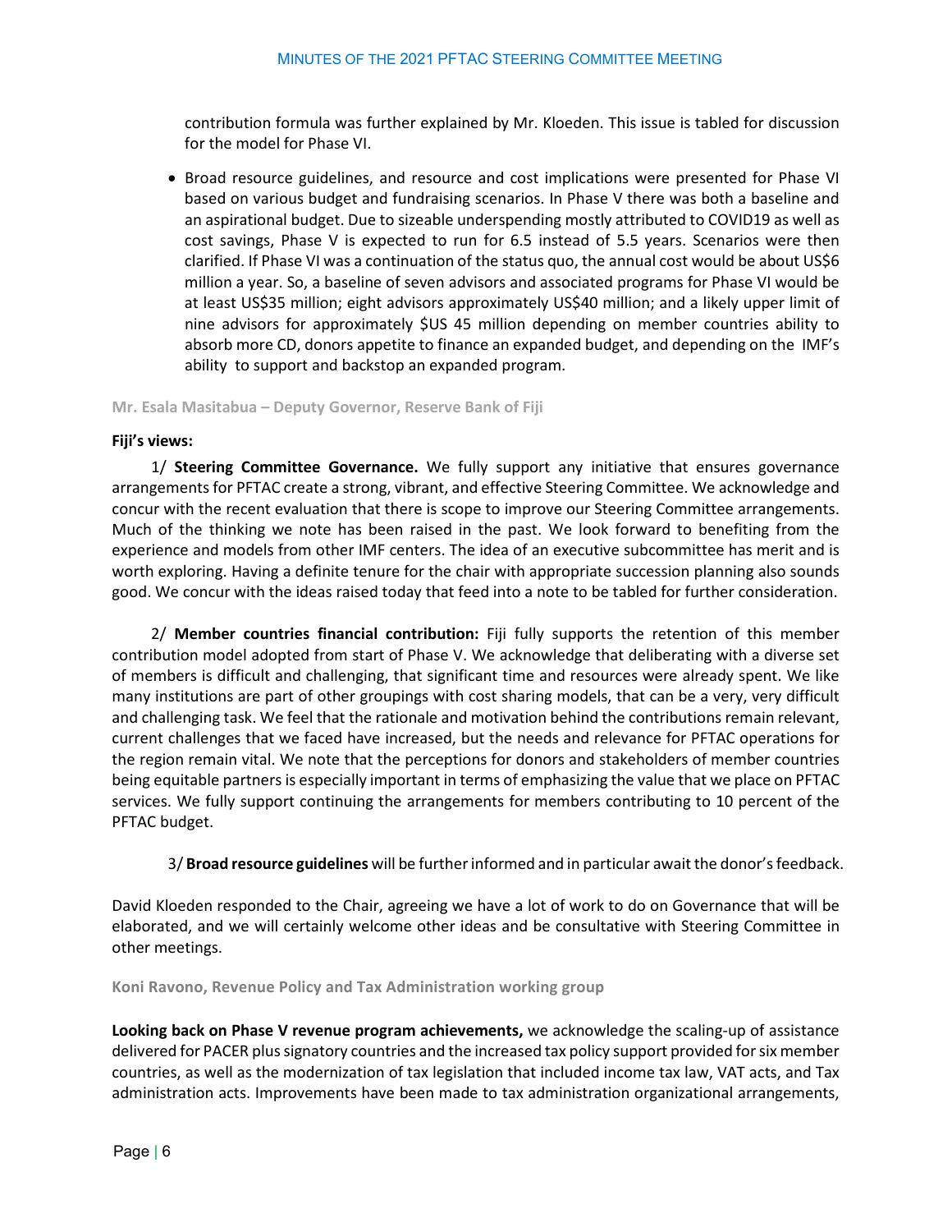contribution formula was further explained by Mr. Kloeden. This issue is tabled for discussion for the model for Phase VI.

- Broad resource guidelines, and resource and cost implications were presented for Phase VI based on various budget and fundraising scenarios. In Phase V there was both a baseline and an aspirational budget. Due to sizeable underspending mostly attributed to COVID19 as well as cost savings, Phase V is expected to run for 6.5 instead of 5.5 years. Scenarios were then clarified. If Phase VI was a continuation of the status quo, the annual cost would be about US$6 million a year. So, a baseline of seven advisors and associated programs for Phase VI would be at least US$35 million; eight advisors approximately US$40 million; and a likely upper limit of nine advisors for approximately $US 45 million depending on member countries ability to absorb more CD, donors appetite to finance an expanded budget, and depending on the IMF's ability to support and backstop an expanded program.

#### Mr. Esala Masitabua – Deputy Governor, Reserve Bank of Fiji

**Fiji's views:**

1/ **Steering Committee Governance.** We fully support any initiative that ensures governance arrangements for PFTAC create a strong, vibrant, and effective Steering Committee. We acknowledge and concur with the recent evaluation that there is scope to improve our Steering Committee arrangements. Much of the thinking we note has been raised in the past. We look forward to benefiting from the experience and models from other IMF centers. The idea of an executive subcommittee has merit and is worth exploring. Having a definite tenure for the chair with appropriate succession planning also sounds good. We concur with the ideas raised today that feed into a note to be tabled for further consideration.

2/ **Member countries financial contribution:** Fiji fully supports the retention of this member contribution model adopted from start of Phase V. We acknowledge that deliberating with a diverse set of members is difficult and challenging, that significant time and resources were already spent. We like many institutions are part of other groupings with cost sharing models, that can be a very, very difficult and challenging task. We feel that the rationale and motivation behind the contributions remain relevant, current challenges that we faced have increased, but the needs and relevance for PFTAC operations for the region remain vital. We note that the perceptions for donors and stakeholders of member countries being equitable partners is especially important in terms of emphasizing the value that we place on PFTAC services. We fully support continuing the arrangements for members contributing to 10 percent of the PFTAC budget.

3/ **Broad resource guidelines** will be further informed and in particular await the donor's feedback.

David Kloeden responded to the Chair, agreeing we have a lot of work to do on Governance that will be elaborated, and we will certainly welcome other ideas and be consultative with Steering Committee in other meetings.

#### Koni Ravono, Revenue Policy and Tax Administration working group

**Looking back on Phase V revenue program achievements,** we acknowledge the scaling-up of assistance delivered for PACER plus signatory countries and the increased tax policy support provided for six member countries, as well as the modernization of tax legislation that included income tax law, VAT acts, and Tax administration acts. Improvements have been made to tax administration organizational arrangements,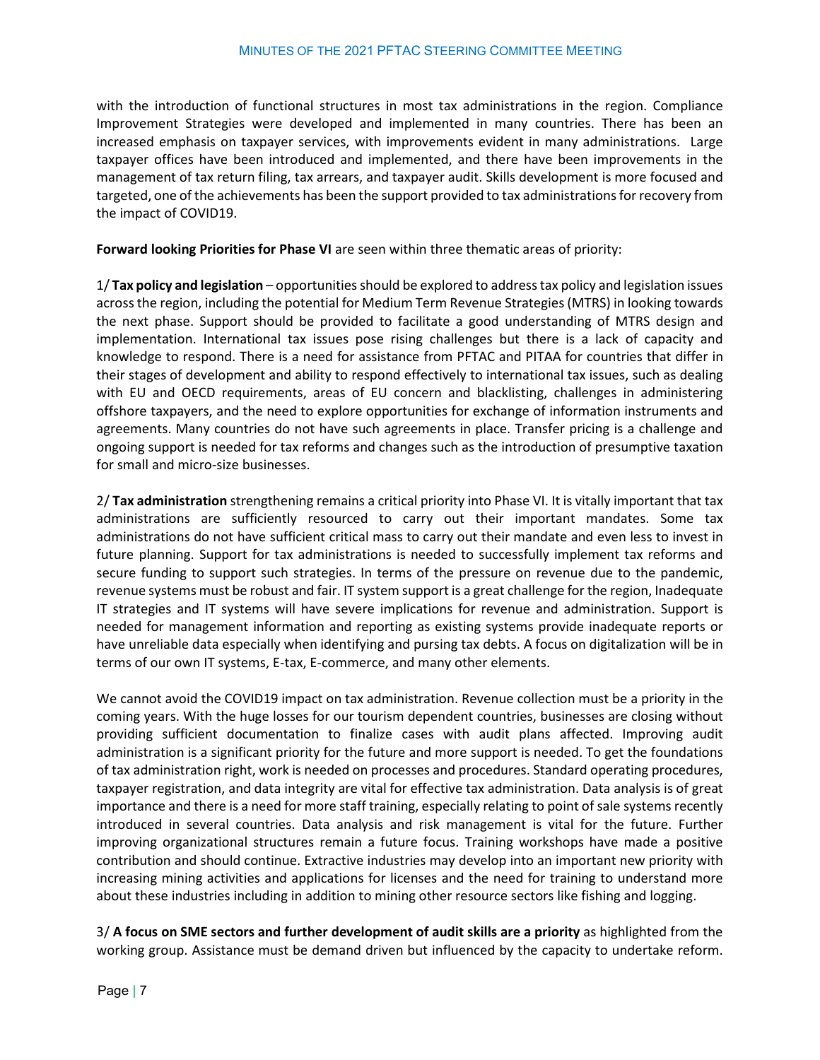with the introduction of functional structures in most tax administrations in the region. Compliance Improvement Strategies were developed and implemented in many countries. There has been an increased emphasis on taxpayer services, with improvements evident in many administrations. Large taxpayer offices have been introduced and implemented, and there have been improvements in the management of tax return filing, tax arrears, and taxpayer audit. Skills development is more focused and targeted, one of the achievements has been the support provided to tax administrations for recovery from the impact of COVID19.

**Forward looking Priorities for Phase VI** are seen within three thematic areas of priority:

1/ **Tax policy and legislation** – opportunities should be explored to address tax policy and legislation issues across the region, including the potential for Medium Term Revenue Strategies (MTRS) in looking towards the next phase. Support should be provided to facilitate a good understanding of MTRS design and implementation. International tax issues pose rising challenges but there is a lack of capacity and knowledge to respond. There is a need for assistance from PFTAC and PITAA for countries that differ in their stages of development and ability to respond effectively to international tax issues, such as dealing with EU and OECD requirements, areas of EU concern and blacklisting, challenges in administering offshore taxpayers, and the need to explore opportunities for exchange of information instruments and agreements. Many countries do not have such agreements in place. Transfer pricing is a challenge and ongoing support is needed for tax reforms and changes such as the introduction of presumptive taxation for small and micro-size businesses.

2/ **Tax administration** strengthening remains a critical priority into Phase VI. It is vitally important that tax administrations are sufficiently resourced to carry out their important mandates. Some tax administrations do not have sufficient critical mass to carry out their mandate and even less to invest in future planning. Support for tax administrations is needed to successfully implement tax reforms and secure funding to support such strategies. In terms of the pressure on revenue due to the pandemic, revenue systems must be robust and fair. IT system support is a great challenge for the region, Inadequate IT strategies and IT systems will have severe implications for revenue and administration. Support is needed for management information and reporting as existing systems provide inadequate reports or have unreliable data especially when identifying and pursing tax debts. A focus on digitalization will be in terms of our own IT systems, E-tax, E-commerce, and many other elements.

We cannot avoid the COVID19 impact on tax administration. Revenue collection must be a priority in the coming years. With the huge losses for our tourism dependent countries, businesses are closing without providing sufficient documentation to finalize cases with audit plans affected. Improving audit administration is a significant priority for the future and more support is needed. To get the foundations of tax administration right, work is needed on processes and procedures. Standard operating procedures, taxpayer registration, and data integrity are vital for effective tax administration. Data analysis is of great importance and there is a need for more staff training, especially relating to point of sale systems recently introduced in several countries. Data analysis and risk management is vital for the future. Further improving organizational structures remain a future focus. Training workshops have made a positive contribution and should continue. Extractive industries may develop into an important new priority with increasing mining activities and applications for licenses and the need for training to understand more about these industries including in addition to mining other resource sectors like fishing and logging.

3/ **A focus on SME sectors and further development of audit skills are a priority** as highlighted from the working group. Assistance must be demand driven but influenced by the capacity to undertake reform.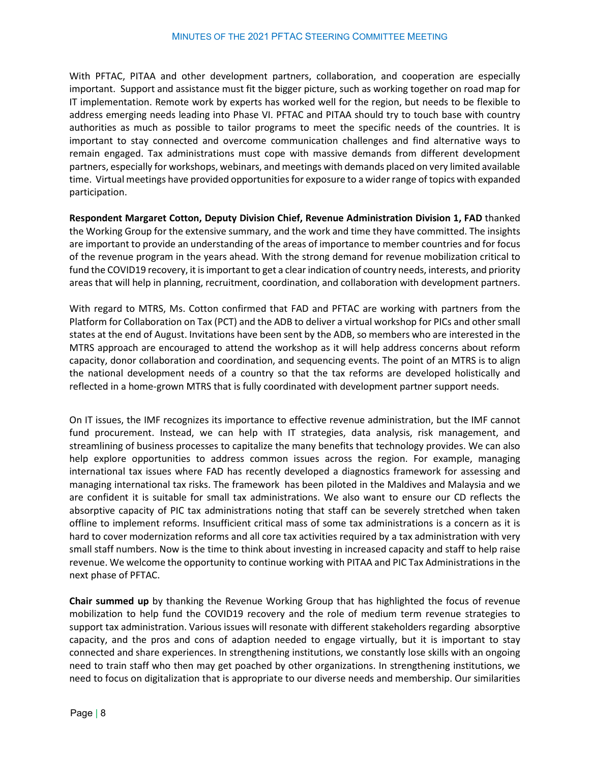With PFTAC, PITAA and other development partners, collaboration, and cooperation are especially important. Support and assistance must fit the bigger picture, such as working together on road map for IT implementation. Remote work by experts has worked well for the region, but needs to be flexible to address emerging needs leading into Phase VI. PFTAC and PITAA should try to touch base with country authorities as much as possible to tailor programs to meet the specific needs of the countries. It is important to stay connected and overcome communication challenges and find alternative ways to remain engaged. Tax administrations must cope with massive demands from different development partners, especially for workshops, webinars, and meetings with demands placed on very limited available time. Virtual meetings have provided opportunities for exposure to a wider range of topics with expanded participation.

**Respondent Margaret Cotton, Deputy Division Chief, Revenue Administration Division 1, FAD** thanked the Working Group for the extensive summary, and the work and time they have committed. The insights are important to provide an understanding of the areas of importance to member countries and for focus of the revenue program in the years ahead. With the strong demand for revenue mobilization critical to fund the COVID19 recovery, it is important to get a clear indication of country needs, interests, and priority areas that will help in planning, recruitment, coordination, and collaboration with development partners.

With regard to MTRS, Ms. Cotton confirmed that FAD and PFTAC are working with partners from the Platform for Collaboration on Tax (PCT) and the ADB to deliver a virtual workshop for PICs and other small states at the end of August. Invitations have been sent by the ADB, so members who are interested in the MTRS approach are encouraged to attend the workshop as it will help address concerns about reform capacity, donor collaboration and coordination, and sequencing events. The point of an MTRS is to align the national development needs of a country so that the tax reforms are developed holistically and reflected in a home-grown MTRS that is fully coordinated with development partner support needs.

On IT issues, the IMF recognizes its importance to effective revenue administration, but the IMF cannot fund procurement. Instead, we can help with IT strategies, data analysis, risk management, and streamlining of business processes to capitalize the many benefits that technology provides. We can also help explore opportunities to address common issues across the region. For example, managing international tax issues where FAD has recently developed a diagnostics framework for assessing and managing international tax risks. The framework has been piloted in the Maldives and Malaysia and we are confident it is suitable for small tax administrations. We also want to ensure our CD reflects the absorptive capacity of PIC tax administrations noting that staff can be severely stretched when taken offline to implement reforms. Insufficient critical mass of some tax administrations is a concern as it is hard to cover modernization reforms and all core tax activities required by a tax administration with very small staff numbers. Now is the time to think about investing in increased capacity and staff to help raise revenue. We welcome the opportunity to continue working with PITAA and PIC Tax Administrations in the next phase of PFTAC.

**Chair summed up** by thanking the Revenue Working Group that has highlighted the focus of revenue mobilization to help fund the COVID19 recovery and the role of medium term revenue strategies to support tax administration. Various issues will resonate with different stakeholders regarding absorptive capacity, and the pros and cons of adaption needed to engage virtually, but it is important to stay connected and share experiences. In strengthening institutions, we constantly lose skills with an ongoing need to train staff who then may get poached by other organizations. In strengthening institutions, we need to focus on digitalization that is appropriate to our diverse needs and membership. Our similarities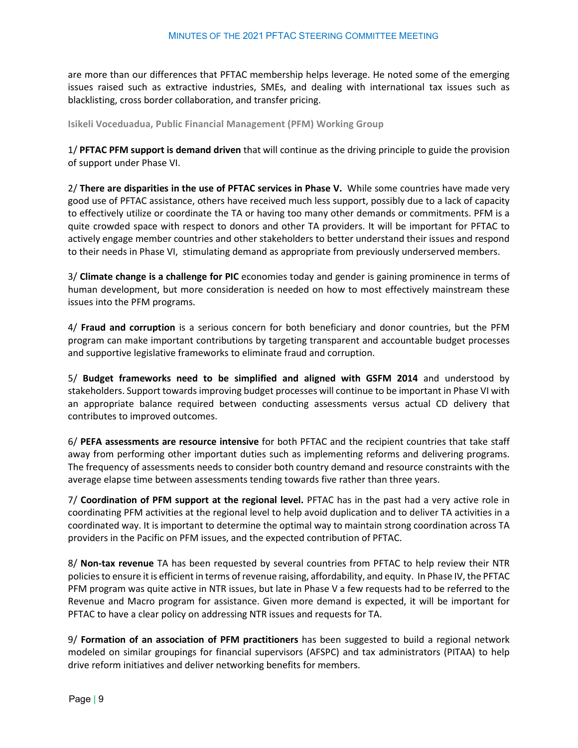are more than our differences that PFTAC membership helps leverage. He noted some of the emerging issues raised such as extractive industries, SMEs, and dealing with international tax issues such as blacklisting, cross border collaboration, and transfer pricing.

**Isikeli Voceduadua, Public Financial Management (PFM) Working Group**

1/ **PFTAC PFM support is demand driven** that will continue as the driving principle to guide the provision of support under Phase VI.

2/ **There are disparities in the use of PFTAC services in Phase V.** While some countries have made very good use of PFTAC assistance, others have received much less support, possibly due to a lack of capacity to effectively utilize or coordinate the TA or having too many other demands or commitments. PFM is a quite crowded space with respect to donors and other TA providers. It will be important for PFTAC to actively engage member countries and other stakeholders to better understand their issues and respond to their needs in Phase VI, stimulating demand as appropriate from previously underserved members.

3/ **Climate change is a challenge for PIC** economies today and gender is gaining prominence in terms of human development, but more consideration is needed on how to most effectively mainstream these issues into the PFM programs.

4/ **Fraud and corruption** is a serious concern for both beneficiary and donor countries, but the PFM program can make important contributions by targeting transparent and accountable budget processes and supportive legislative frameworks to eliminate fraud and corruption.

5/ **Budget frameworks need to be simplified and aligned with GSFM 2014** and understood by stakeholders. Support towards improving budget processes will continue to be important in Phase VI with an appropriate balance required between conducting assessments versus actual CD delivery that contributes to improved outcomes.

6/ **PEFA assessments are resource intensive** for both PFTAC and the recipient countries that take staff away from performing other important duties such as implementing reforms and delivering programs. The frequency of assessments needs to consider both country demand and resource constraints with the average elapse time between assessments tending towards five rather than three years.

7/ **Coordination of PFM support at the regional level.** PFTAC has in the past had a very active role in coordinating PFM activities at the regional level to help avoid duplication and to deliver TA activities in a coordinated way. It is important to determine the optimal way to maintain strong coordination across TA providers in the Pacific on PFM issues, and the expected contribution of PFTAC.

8/ **Non-tax revenue** TA has been requested by several countries from PFTAC to help review their NTR policies to ensure it is efficient in terms of revenue raising, affordability, and equity. In Phase IV, the PFTAC PFM program was quite active in NTR issues, but late in Phase V a few requests had to be referred to the Revenue and Macro program for assistance. Given more demand is expected, it will be important for PFTAC to have a clear policy on addressing NTR issues and requests for TA.

9/ **Formation of an association of PFM practitioners** has been suggested to build a regional network modeled on similar groupings for financial supervisors (AFSPC) and tax administrators (PITAA) to help drive reform initiatives and deliver networking benefits for members.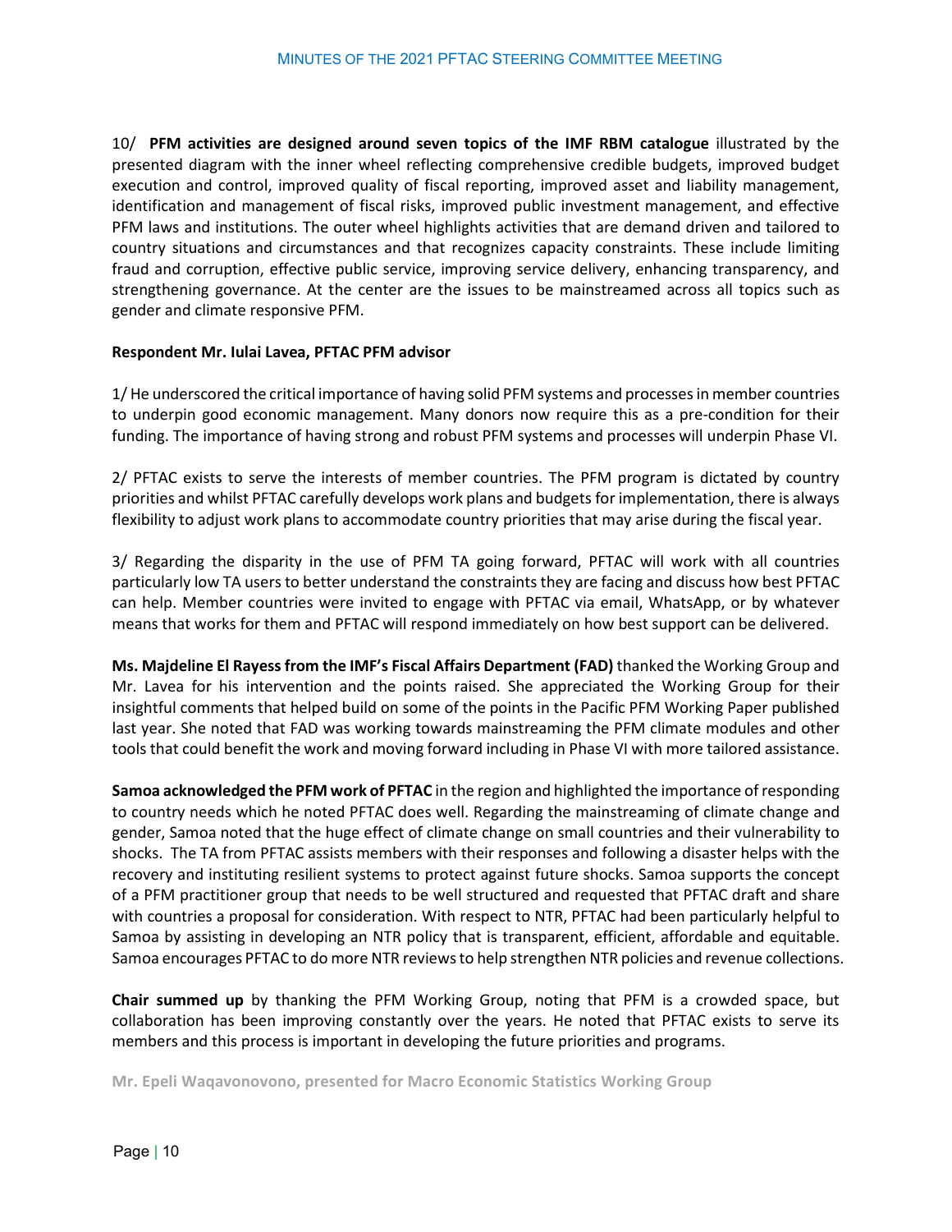10/ **PFM activities are designed around seven topics of the IMF RBM catalogue** illustrated by the presented diagram with the inner wheel reflecting comprehensive credible budgets, improved budget execution and control, improved quality of fiscal reporting, improved asset and liability management, identification and management of fiscal risks, improved public investment management, and effective PFM laws and institutions. The outer wheel highlights activities that are demand driven and tailored to country situations and circumstances and that recognizes capacity constraints. These include limiting fraud and corruption, effective public service, improving service delivery, enhancing transparency, and strengthening governance. At the center are the issues to be mainstreamed across all topics such as gender and climate responsive PFM.

**Respondent Mr. Iulai Lavea, PFTAC PFM advisor**

1/ He underscored the critical importance of having solid PFM systems and processes in member countries to underpin good economic management. Many donors now require this as a pre-condition for their funding. The importance of having strong and robust PFM systems and processes will underpin Phase VI.

2/ PFTAC exists to serve the interests of member countries. The PFM program is dictated by country priorities and whilst PFTAC carefully develops work plans and budgets for implementation, there is always flexibility to adjust work plans to accommodate country priorities that may arise during the fiscal year.

3/ Regarding the disparity in the use of PFM TA going forward, PFTAC will work with all countries particularly low TA users to better understand the constraints they are facing and discuss how best PFTAC can help. Member countries were invited to engage with PFTAC via email, WhatsApp, or by whatever means that works for them and PFTAC will respond immediately on how best support can be delivered.

**Ms. Majdeline El Rayess from the IMF's Fiscal Affairs Department (FAD)** thanked the Working Group and Mr. Lavea for his intervention and the points raised. She appreciated the Working Group for their insightful comments that helped build on some of the points in the Pacific PFM Working Paper published last year. She noted that FAD was working towards mainstreaming the PFM climate modules and other tools that could benefit the work and moving forward including in Phase VI with more tailored assistance.

**Samoa acknowledged the PFM work of PFTAC** in the region and highlighted the importance of responding to country needs which he noted PFTAC does well. Regarding the mainstreaming of climate change and gender, Samoa noted that the huge effect of climate change on small countries and their vulnerability to shocks. The TA from PFTAC assists members with their responses and following a disaster helps with the recovery and instituting resilient systems to protect against future shocks. Samoa supports the concept of a PFM practitioner group that needs to be well structured and requested that PFTAC draft and share with countries a proposal for consideration. With respect to NTR, PFTAC had been particularly helpful to Samoa by assisting in developing an NTR policy that is transparent, efficient, affordable and equitable. Samoa encourages PFTAC to do more NTR reviews to help strengthen NTR policies and revenue collections.

**Chair summed up** by thanking the PFM Working Group, noting that PFM is a crowded space, but collaboration has been improving constantly over the years. He noted that PFTAC exists to serve its members and this process is important in developing the future priorities and programs.

**Mr. Epeli Waqavonovono, presented for Macro Economic Statistics Working Group**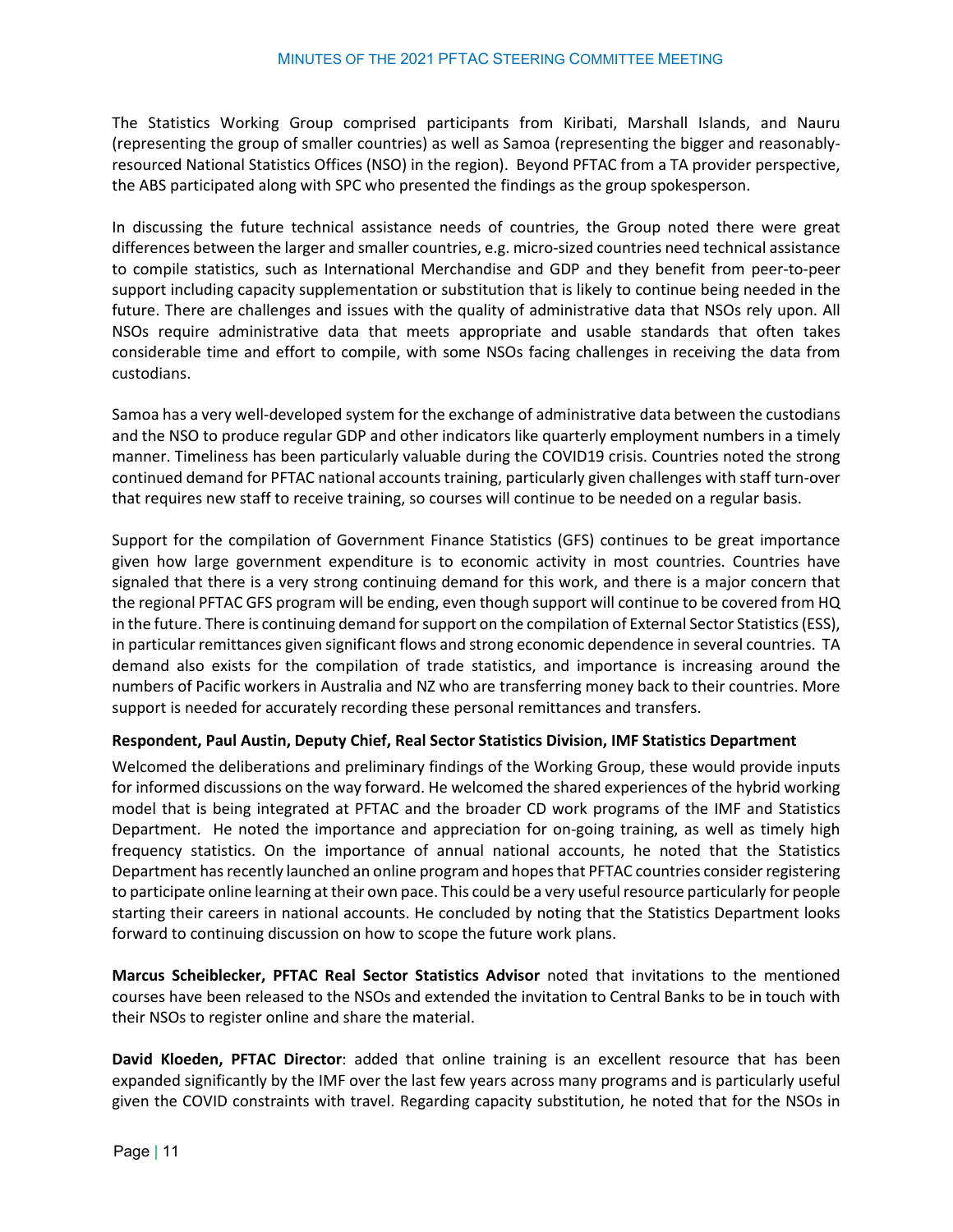The Statistics Working Group comprised participants from Kiribati, Marshall Islands, and Nauru (representing the group of smaller countries) as well as Samoa (representing the bigger and reasonably-resourced National Statistics Offices (NSO) in the region). Beyond PFTAC from a TA provider perspective, the ABS participated along with SPC who presented the findings as the group spokesperson.

In discussing the future technical assistance needs of countries, the Group noted there were great differences between the larger and smaller countries, e.g. micro-sized countries need technical assistance to compile statistics, such as International Merchandise and GDP and they benefit from peer-to-peer support including capacity supplementation or substitution that is likely to continue being needed in the future. There are challenges and issues with the quality of administrative data that NSOs rely upon. All NSOs require administrative data that meets appropriate and usable standards that often takes considerable time and effort to compile, with some NSOs facing challenges in receiving the data from custodians.

Samoa has a very well-developed system for the exchange of administrative data between the custodians and the NSO to produce regular GDP and other indicators like quarterly employment numbers in a timely manner. Timeliness has been particularly valuable during the COVID19 crisis. Countries noted the strong continued demand for PFTAC national accounts training, particularly given challenges with staff turn-over that requires new staff to receive training, so courses will continue to be needed on a regular basis.

Support for the compilation of Government Finance Statistics (GFS) continues to be great importance given how large government expenditure is to economic activity in most countries. Countries have signaled that there is a very strong continuing demand for this work, and there is a major concern that the regional PFTAC GFS program will be ending, even though support will continue to be covered from HQ in the future. There is continuing demand for support on the compilation of External Sector Statistics (ESS), in particular remittances given significant flows and strong economic dependence in several countries. TA demand also exists for the compilation of trade statistics, and importance is increasing around the numbers of Pacific workers in Australia and NZ who are transferring money back to their countries. More support is needed for accurately recording these personal remittances and transfers.

**Respondent, Paul Austin, Deputy Chief, Real Sector Statistics Division, IMF Statistics Department**

Welcomed the deliberations and preliminary findings of the Working Group, these would provide inputs for informed discussions on the way forward. He welcomed the shared experiences of the hybrid working model that is being integrated at PFTAC and the broader CD work programs of the IMF and Statistics Department. He noted the importance and appreciation for on-going training, as well as timely high frequency statistics. On the importance of annual national accounts, he noted that the Statistics Department has recently launched an online program and hopes that PFTAC countries consider registering to participate online learning at their own pace. This could be a very useful resource particularly for people starting their careers in national accounts. He concluded by noting that the Statistics Department looks forward to continuing discussion on how to scope the future work plans.

**Marcus Scheiblecker, PFTAC Real Sector Statistics Advisor** noted that invitations to the mentioned courses have been released to the NSOs and extended the invitation to Central Banks to be in touch with their NSOs to register online and share the material.

**David Kloeden, PFTAC Director**: added that online training is an excellent resource that has been expanded significantly by the IMF over the last few years across many programs and is particularly useful given the COVID constraints with travel. Regarding capacity substitution, he noted that for the NSOs in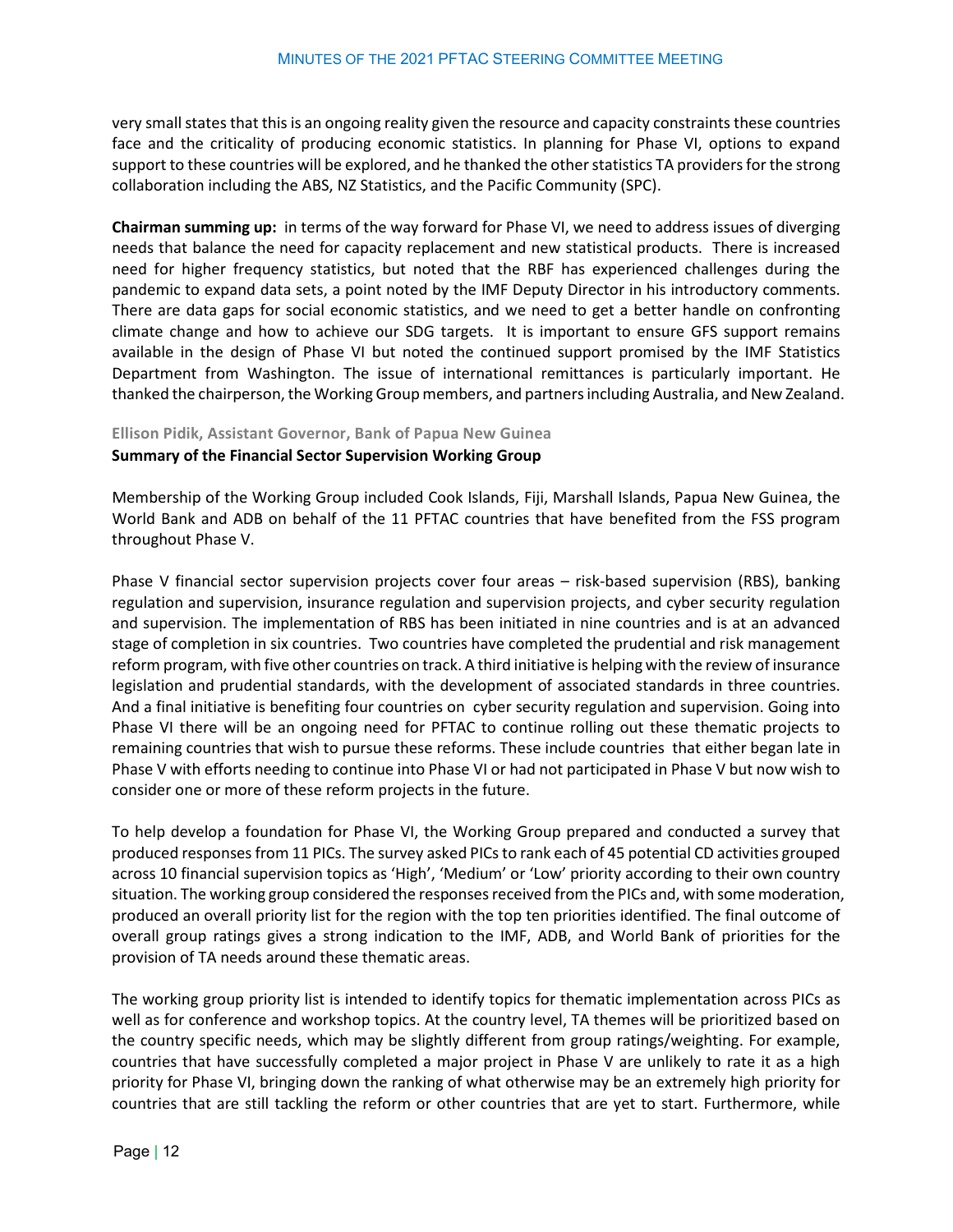very small states that this is an ongoing reality given the resource and capacity constraints these countries face and the criticality of producing economic statistics. In planning for Phase VI, options to expand support to these countries will be explored, and he thanked the other statistics TA providers for the strong collaboration including the ABS, NZ Statistics, and the Pacific Community (SPC).

**Chairman summing up:** in terms of the way forward for Phase VI, we need to address issues of diverging needs that balance the need for capacity replacement and new statistical products. There is increased need for higher frequency statistics, but noted that the RBF has experienced challenges during the pandemic to expand data sets, a point noted by the IMF Deputy Director in his introductory comments. There are data gaps for social economic statistics, and we need to get a better handle on confronting climate change and how to achieve our SDG targets. It is important to ensure GFS support remains available in the design of Phase VI but noted the continued support promised by the IMF Statistics Department from Washington. The issue of international remittances is particularly important. He thanked the chairperson, the Working Group members, and partners including Australia, and New Zealand.

**Ellison Pidik, Assistant Governor, Bank of Papua New Guinea**

**Summary of the Financial Sector Supervision Working Group**

Membership of the Working Group included Cook Islands, Fiji, Marshall Islands, Papua New Guinea, the World Bank and ADB on behalf of the 11 PFTAC countries that have benefited from the FSS program throughout Phase V.

Phase V financial sector supervision projects cover four areas – risk-based supervision (RBS), banking regulation and supervision, insurance regulation and supervision projects, and cyber security regulation and supervision. The implementation of RBS has been initiated in nine countries and is at an advanced stage of completion in six countries. Two countries have completed the prudential and risk management reform program, with five other countries on track. A third initiative is helping with the review of insurance legislation and prudential standards, with the development of associated standards in three countries. And a final initiative is benefiting four countries on cyber security regulation and supervision. Going into Phase VI there will be an ongoing need for PFTAC to continue rolling out these thematic projects to remaining countries that wish to pursue these reforms. These include countries that either began late in Phase V with efforts needing to continue into Phase VI or had not participated in Phase V but now wish to consider one or more of these reform projects in the future.

To help develop a foundation for Phase VI, the Working Group prepared and conducted a survey that produced responses from 11 PICs. The survey asked PICs to rank each of 45 potential CD activities grouped across 10 financial supervision topics as 'High', 'Medium' or 'Low' priority according to their own country situation. The working group considered the responses received from the PICs and, with some moderation, produced an overall priority list for the region with the top ten priorities identified. The final outcome of overall group ratings gives a strong indication to the IMF, ADB, and World Bank of priorities for the provision of TA needs around these thematic areas.

The working group priority list is intended to identify topics for thematic implementation across PICs as well as for conference and workshop topics. At the country level, TA themes will be prioritized based on the country specific needs, which may be slightly different from group ratings/weighting. For example, countries that have successfully completed a major project in Phase V are unlikely to rate it as a high priority for Phase VI, bringing down the ranking of what otherwise may be an extremely high priority for countries that are still tackling the reform or other countries that are yet to start. Furthermore, while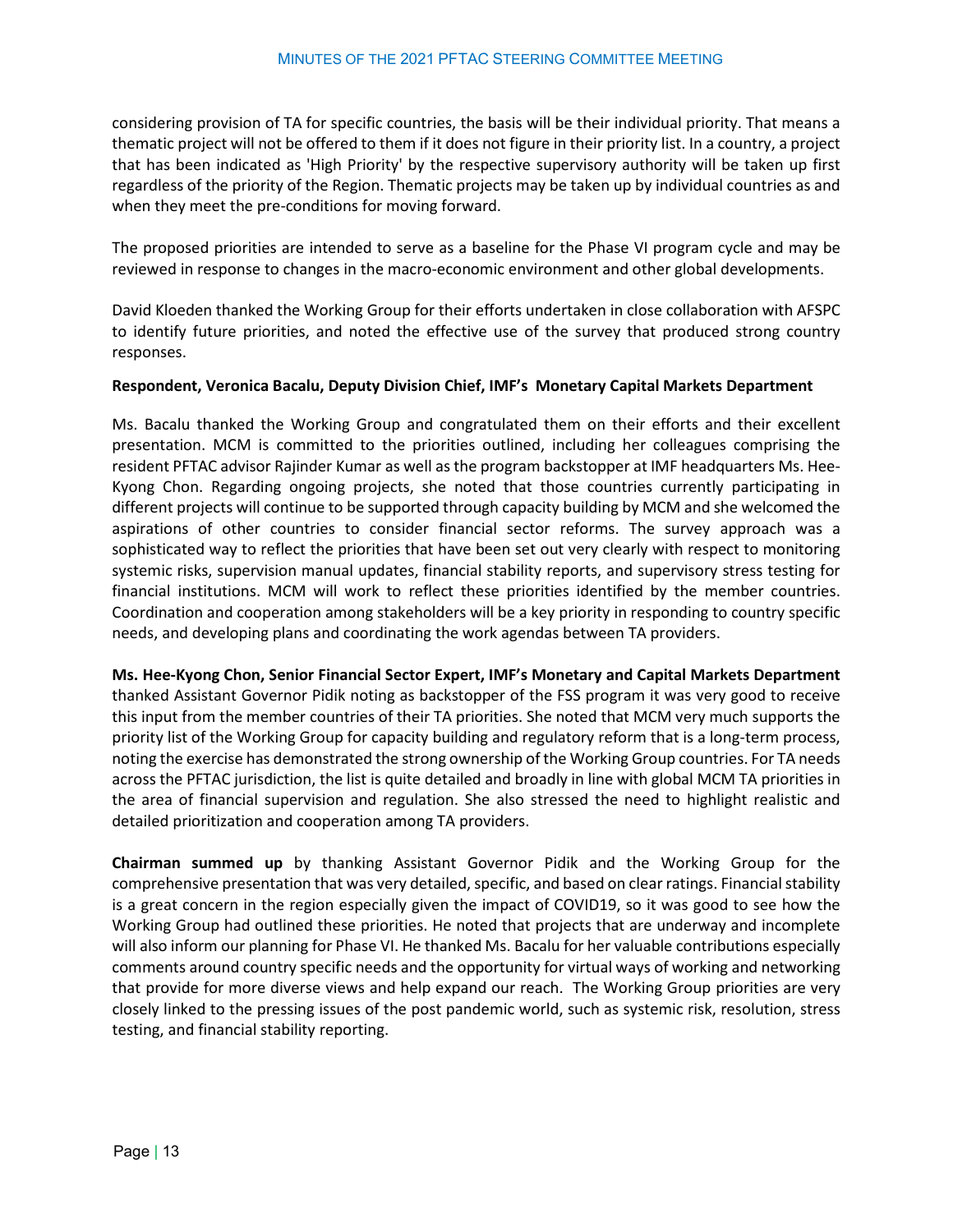considering provision of TA for specific countries, the basis will be their individual priority. That means a thematic project will not be offered to them if it does not figure in their priority list. In a country, a project that has been indicated as 'High Priority' by the respective supervisory authority will be taken up first regardless of the priority of the Region. Thematic projects may be taken up by individual countries as and when they meet the pre-conditions for moving forward.

The proposed priorities are intended to serve as a baseline for the Phase VI program cycle and may be reviewed in response to changes in the macro-economic environment and other global developments.

David Kloeden thanked the Working Group for their efforts undertaken in close collaboration with AFSPC to identify future priorities, and noted the effective use of the survey that produced strong country responses.

**Respondent, Veronica Bacalu, Deputy Division Chief, IMF's Monetary Capital Markets Department**

Ms. Bacalu thanked the Working Group and congratulated them on their efforts and their excellent presentation. MCM is committed to the priorities outlined, including her colleagues comprising the resident PFTAC advisor Rajinder Kumar as well as the program backstopper at IMF headquarters Ms. Hee-Kyong Chon. Regarding ongoing projects, she noted that those countries currently participating in different projects will continue to be supported through capacity building by MCM and she welcomed the aspirations of other countries to consider financial sector reforms. The survey approach was a sophisticated way to reflect the priorities that have been set out very clearly with respect to monitoring systemic risks, supervision manual updates, financial stability reports, and supervisory stress testing for financial institutions. MCM will work to reflect these priorities identified by the member countries. Coordination and cooperation among stakeholders will be a key priority in responding to country specific needs, and developing plans and coordinating the work agendas between TA providers.

**Ms. Hee-Kyong Chon, Senior Financial Sector Expert, IMF's Monetary and Capital Markets Department** thanked Assistant Governor Pidik noting as backstopper of the FSS program it was very good to receive this input from the member countries of their TA priorities. She noted that MCM very much supports the priority list of the Working Group for capacity building and regulatory reform that is a long-term process, noting the exercise has demonstrated the strong ownership of the Working Group countries. For TA needs across the PFTAC jurisdiction, the list is quite detailed and broadly in line with global MCM TA priorities in the area of financial supervision and regulation. She also stressed the need to highlight realistic and detailed prioritization and cooperation among TA providers.

**Chairman summed up** by thanking Assistant Governor Pidik and the Working Group for the comprehensive presentation that was very detailed, specific, and based on clear ratings. Financial stability is a great concern in the region especially given the impact of COVID19, so it was good to see how the Working Group had outlined these priorities. He noted that projects that are underway and incomplete will also inform our planning for Phase VI. He thanked Ms. Bacalu for her valuable contributions especially comments around country specific needs and the opportunity for virtual ways of working and networking that provide for more diverse views and help expand our reach. The Working Group priorities are very closely linked to the pressing issues of the post pandemic world, such as systemic risk, resolution, stress testing, and financial stability reporting.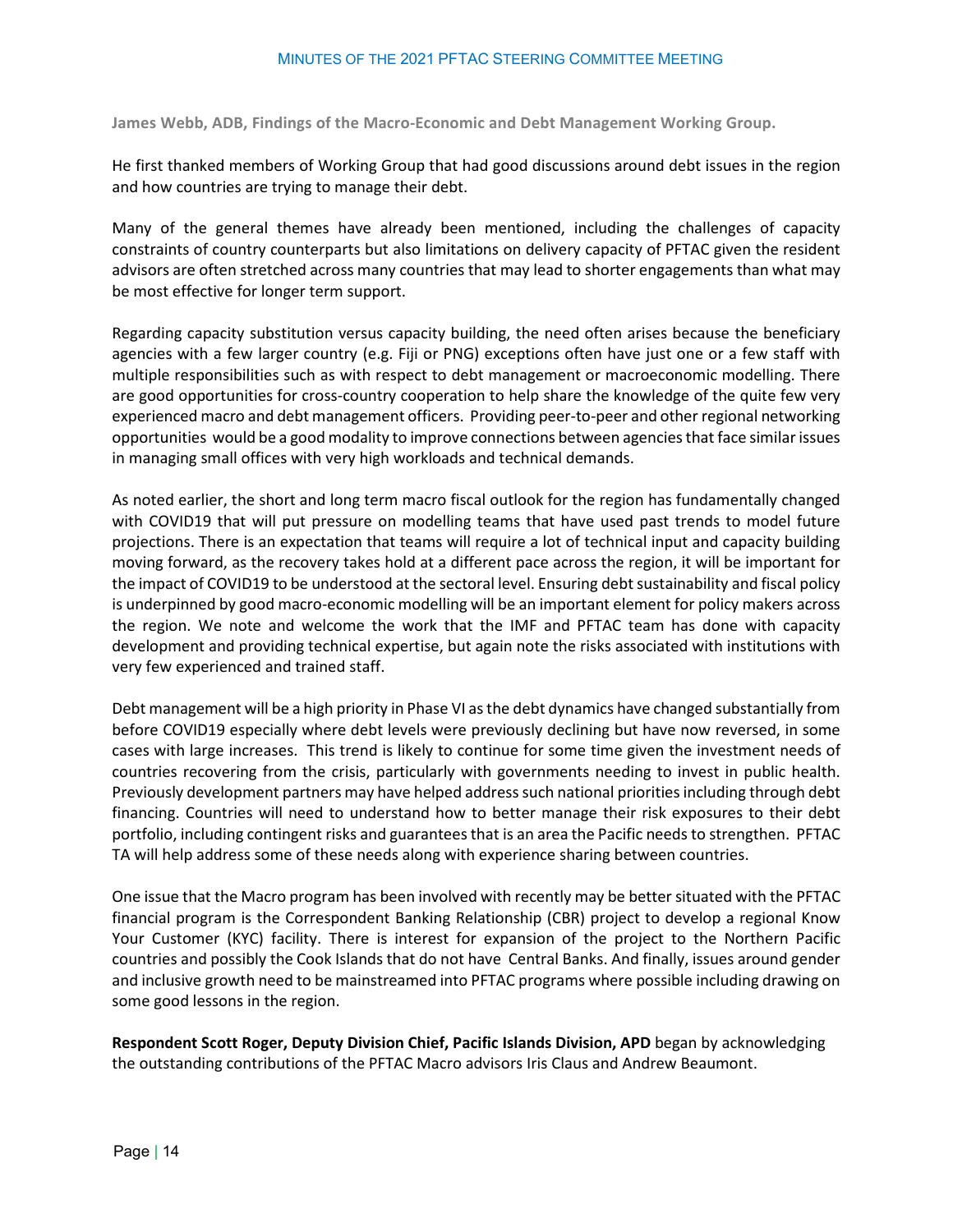**James Webb, ADB, Findings of the Macro-Economic and Debt Management Working Group.**

He first thanked members of Working Group that had good discussions around debt issues in the region and how countries are trying to manage their debt.

Many of the general themes have already been mentioned, including the challenges of capacity constraints of country counterparts but also limitations on delivery capacity of PFTAC given the resident advisors are often stretched across many countries that may lead to shorter engagements than what may be most effective for longer term support.

Regarding capacity substitution versus capacity building, the need often arises because the beneficiary agencies with a few larger country (e.g. Fiji or PNG) exceptions often have just one or a few staff with multiple responsibilities such as with respect to debt management or macroeconomic modelling. There are good opportunities for cross-country cooperation to help share the knowledge of the quite few very experienced macro and debt management officers. Providing peer-to-peer and other regional networking opportunities would be a good modality to improve connections between agencies that face similar issues in managing small offices with very high workloads and technical demands.

As noted earlier, the short and long term macro fiscal outlook for the region has fundamentally changed with COVID19 that will put pressure on modelling teams that have used past trends to model future projections. There is an expectation that teams will require a lot of technical input and capacity building moving forward, as the recovery takes hold at a different pace across the region, it will be important for the impact of COVID19 to be understood at the sectoral level. Ensuring debt sustainability and fiscal policy is underpinned by good macro-economic modelling will be an important element for policy makers across the region. We note and welcome the work that the IMF and PFTAC team has done with capacity development and providing technical expertise, but again note the risks associated with institutions with very few experienced and trained staff.

Debt management will be a high priority in Phase VI as the debt dynamics have changed substantially from before COVID19 especially where debt levels were previously declining but have now reversed, in some cases with large increases. This trend is likely to continue for some time given the investment needs of countries recovering from the crisis, particularly with governments needing to invest in public health. Previously development partners may have helped address such national priorities including through debt financing. Countries will need to understand how to better manage their risk exposures to their debt portfolio, including contingent risks and guarantees that is an area the Pacific needs to strengthen. PFTAC TA will help address some of these needs along with experience sharing between countries.

One issue that the Macro program has been involved with recently may be better situated with the PFTAC financial program is the Correspondent Banking Relationship (CBR) project to develop a regional Know Your Customer (KYC) facility. There is interest for expansion of the project to the Northern Pacific countries and possibly the Cook Islands that do not have Central Banks. And finally, issues around gender and inclusive growth need to be mainstreamed into PFTAC programs where possible including drawing on some good lessons in the region.

**Respondent Scott Roger, Deputy Division Chief, Pacific Islands Division, APD** began by acknowledging the outstanding contributions of the PFTAC Macro advisors Iris Claus and Andrew Beaumont.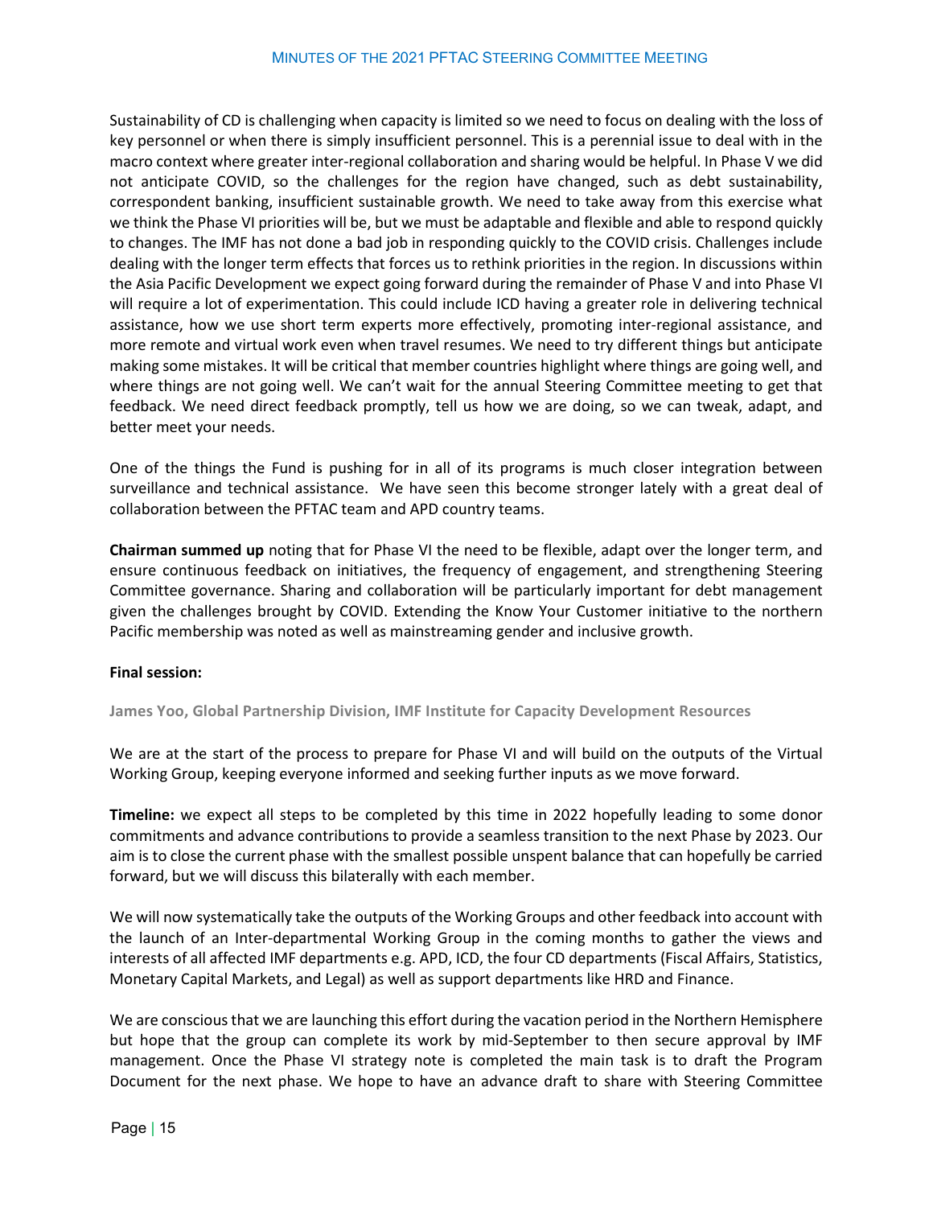Sustainability of CD is challenging when capacity is limited so we need to focus on dealing with the loss of key personnel or when there is simply insufficient personnel. This is a perennial issue to deal with in the macro context where greater inter-regional collaboration and sharing would be helpful. In Phase V we did not anticipate COVID, so the challenges for the region have changed, such as debt sustainability, correspondent banking, insufficient sustainable growth. We need to take away from this exercise what we think the Phase VI priorities will be, but we must be adaptable and flexible and able to respond quickly to changes. The IMF has not done a bad job in responding quickly to the COVID crisis. Challenges include dealing with the longer term effects that forces us to rethink priorities in the region. In discussions within the Asia Pacific Development we expect going forward during the remainder of Phase V and into Phase VI will require a lot of experimentation. This could include ICD having a greater role in delivering technical assistance, how we use short term experts more effectively, promoting inter-regional assistance, and more remote and virtual work even when travel resumes. We need to try different things but anticipate making some mistakes. It will be critical that member countries highlight where things are going well, and where things are not going well. We can't wait for the annual Steering Committee meeting to get that feedback. We need direct feedback promptly, tell us how we are doing, so we can tweak, adapt, and better meet your needs.

One of the things the Fund is pushing for in all of its programs is much closer integration between surveillance and technical assistance. We have seen this become stronger lately with a great deal of collaboration between the PFTAC team and APD country teams.

**Chairman summed up** noting that for Phase VI the need to be flexible, adapt over the longer term, and ensure continuous feedback on initiatives, the frequency of engagement, and strengthening Steering Committee governance. Sharing and collaboration will be particularly important for debt management given the challenges brought by COVID. Extending the Know Your Customer initiative to the northern Pacific membership was noted as well as mainstreaming gender and inclusive growth.

**Final session:**

**James Yoo, Global Partnership Division, IMF Institute for Capacity Development Resources**

We are at the start of the process to prepare for Phase VI and will build on the outputs of the Virtual Working Group, keeping everyone informed and seeking further inputs as we move forward.

**Timeline:** we expect all steps to be completed by this time in 2022 hopefully leading to some donor commitments and advance contributions to provide a seamless transition to the next Phase by 2023. Our aim is to close the current phase with the smallest possible unspent balance that can hopefully be carried forward, but we will discuss this bilaterally with each member.

We will now systematically take the outputs of the Working Groups and other feedback into account with the launch of an Inter-departmental Working Group in the coming months to gather the views and interests of all affected IMF departments e.g. APD, ICD, the four CD departments (Fiscal Affairs, Statistics, Monetary Capital Markets, and Legal) as well as support departments like HRD and Finance.

We are conscious that we are launching this effort during the vacation period in the Northern Hemisphere but hope that the group can complete its work by mid-September to then secure approval by IMF management. Once the Phase VI strategy note is completed the main task is to draft the Program Document for the next phase. We hope to have an advance draft to share with Steering Committee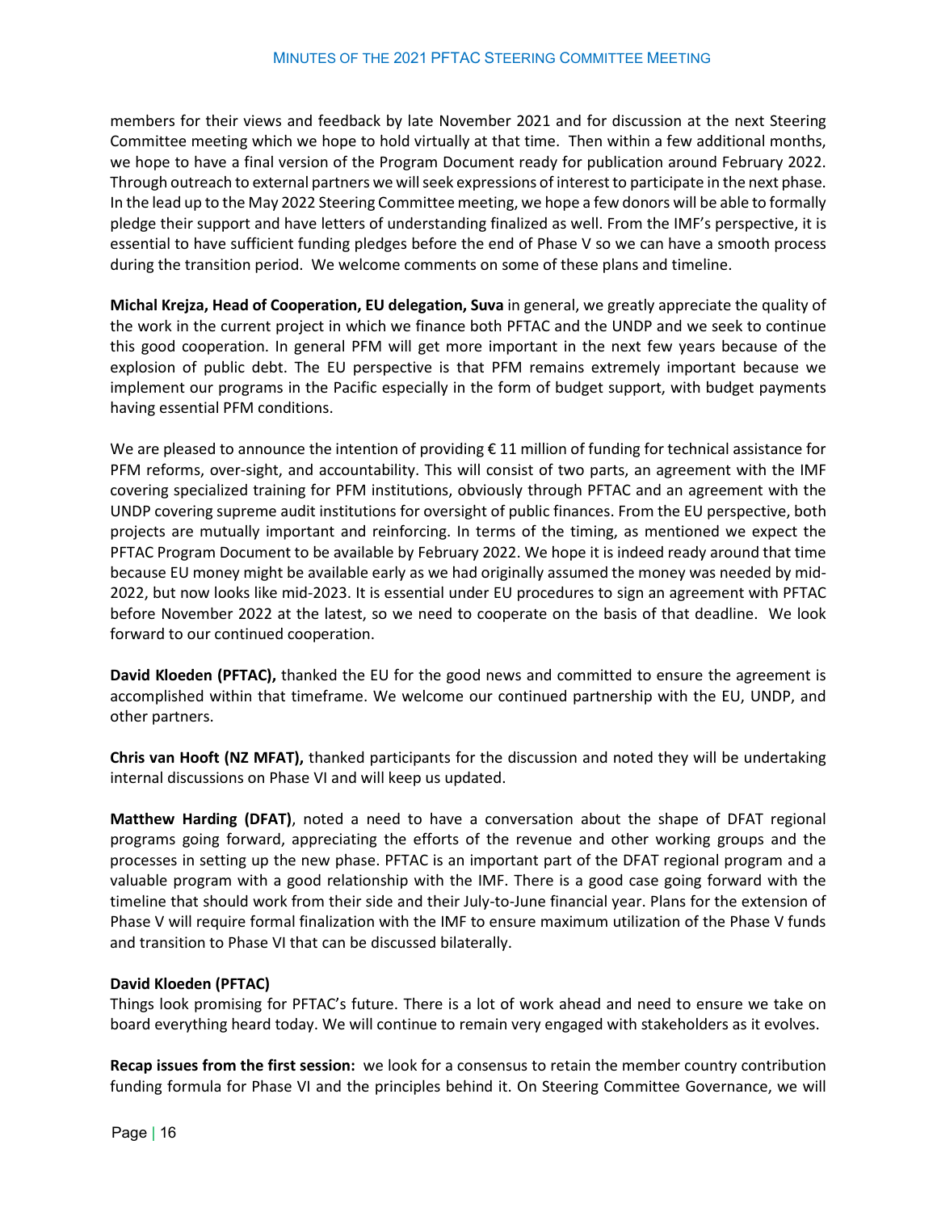members for their views and feedback by late November 2021 and for discussion at the next Steering Committee meeting which we hope to hold virtually at that time. Then within a few additional months, we hope to have a final version of the Program Document ready for publication around February 2022. Through outreach to external partners we will seek expressions of interest to participate in the next phase. In the lead up to the May 2022 Steering Committee meeting, we hope a few donors will be able to formally pledge their support and have letters of understanding finalized as well. From the IMF's perspective, it is essential to have sufficient funding pledges before the end of Phase V so we can have a smooth process during the transition period. We welcome comments on some of these plans and timeline.

**Michal Krejza, Head of Cooperation, EU delegation, Suva** in general, we greatly appreciate the quality of the work in the current project in which we finance both PFTAC and the UNDP and we seek to continue this good cooperation. In general PFM will get more important in the next few years because of the explosion of public debt. The EU perspective is that PFM remains extremely important because we implement our programs in the Pacific especially in the form of budget support, with budget payments having essential PFM conditions.

We are pleased to announce the intention of providing € 11 million of funding for technical assistance for PFM reforms, over-sight, and accountability. This will consist of two parts, an agreement with the IMF covering specialized training for PFM institutions, obviously through PFTAC and an agreement with the UNDP covering supreme audit institutions for oversight of public finances. From the EU perspective, both projects are mutually important and reinforcing. In terms of the timing, as mentioned we expect the PFTAC Program Document to be available by February 2022. We hope it is indeed ready around that time because EU money might be available early as we had originally assumed the money was needed by mid-2022, but now looks like mid-2023. It is essential under EU procedures to sign an agreement with PFTAC before November 2022 at the latest, so we need to cooperate on the basis of that deadline. We look forward to our continued cooperation.

**David Kloeden (PFTAC),** thanked the EU for the good news and committed to ensure the agreement is accomplished within that timeframe. We welcome our continued partnership with the EU, UNDP, and other partners.

**Chris van Hooft (NZ MFAT),** thanked participants for the discussion and noted they will be undertaking internal discussions on Phase VI and will keep us updated.

**Matthew Harding (DFAT)**, noted a need to have a conversation about the shape of DFAT regional programs going forward, appreciating the efforts of the revenue and other working groups and the processes in setting up the new phase. PFTAC is an important part of the DFAT regional program and a valuable program with a good relationship with the IMF. There is a good case going forward with the timeline that should work from their side and their July-to-June financial year. Plans for the extension of Phase V will require formal finalization with the IMF to ensure maximum utilization of the Phase V funds and transition to Phase VI that can be discussed bilaterally.

**David Kloeden (PFTAC)**

Things look promising for PFTAC's future. There is a lot of work ahead and need to ensure we take on board everything heard today. We will continue to remain very engaged with stakeholders as it evolves.

**Recap issues from the first session:** we look for a consensus to retain the member country contribution funding formula for Phase VI and the principles behind it. On Steering Committee Governance, we will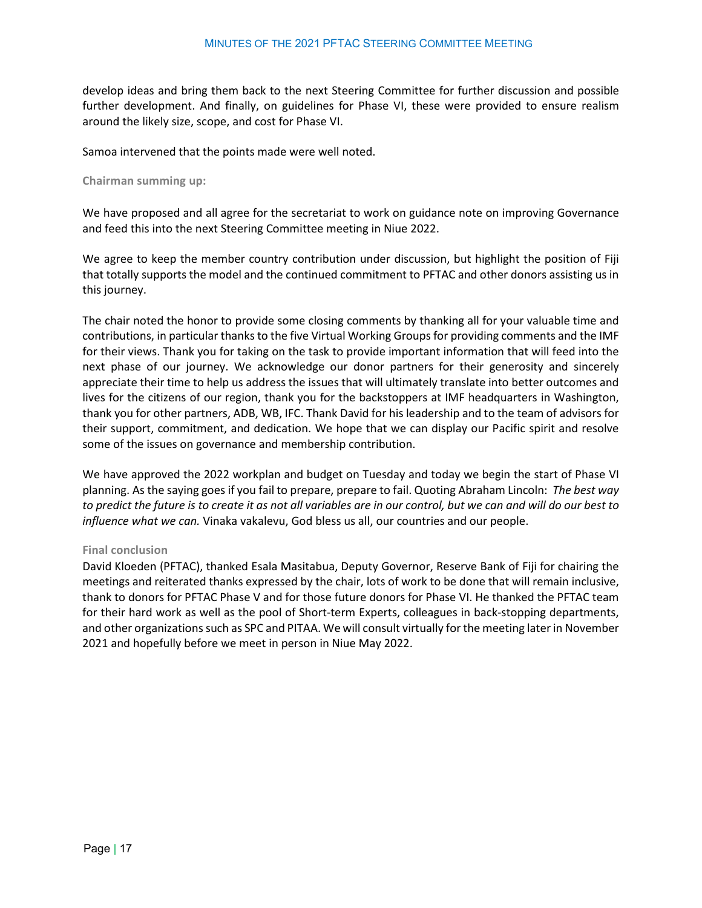develop ideas and bring them back to the next Steering Committee for further discussion and possible further development. And finally, on guidelines for Phase VI, these were provided to ensure realism around the likely size, scope, and cost for Phase VI.

Samoa intervened that the points made were well noted.

**Chairman summing up:**

We have proposed and all agree for the secretariat to work on guidance note on improving Governance and feed this into the next Steering Committee meeting in Niue 2022.

We agree to keep the member country contribution under discussion, but highlight the position of Fiji that totally supports the model and the continued commitment to PFTAC and other donors assisting us in this journey.

The chair noted the honor to provide some closing comments by thanking all for your valuable time and contributions, in particular thanks to the five Virtual Working Groups for providing comments and the IMF for their views. Thank you for taking on the task to provide important information that will feed into the next phase of our journey. We acknowledge our donor partners for their generosity and sincerely appreciate their time to help us address the issues that will ultimately translate into better outcomes and lives for the citizens of our region, thank you for the backstoppers at IMF headquarters in Washington, thank you for other partners, ADB, WB, IFC. Thank David for his leadership and to the team of advisors for their support, commitment, and dedication. We hope that we can display our Pacific spirit and resolve some of the issues on governance and membership contribution.

We have approved the 2022 workplan and budget on Tuesday and today we begin the start of Phase VI planning. As the saying goes if you fail to prepare, prepare to fail. Quoting Abraham Lincoln: *The best way to predict the future is to create it as not all variables are in our control, but we can and will do our best to influence what we can.* Vinaka vakalevu, God bless us all, our countries and our people.

**Final conclusion**

David Kloeden (PFTAC), thanked Esala Masitabua, Deputy Governor, Reserve Bank of Fiji for chairing the meetings and reiterated thanks expressed by the chair, lots of work to be done that will remain inclusive, thank to donors for PFTAC Phase V and for those future donors for Phase VI. He thanked the PFTAC team for their hard work as well as the pool of Short-term Experts, colleagues in back-stopping departments, and other organizations such as SPC and PITAA. We will consult virtually for the meeting later in November 2021 and hopefully before we meet in person in Niue May 2022.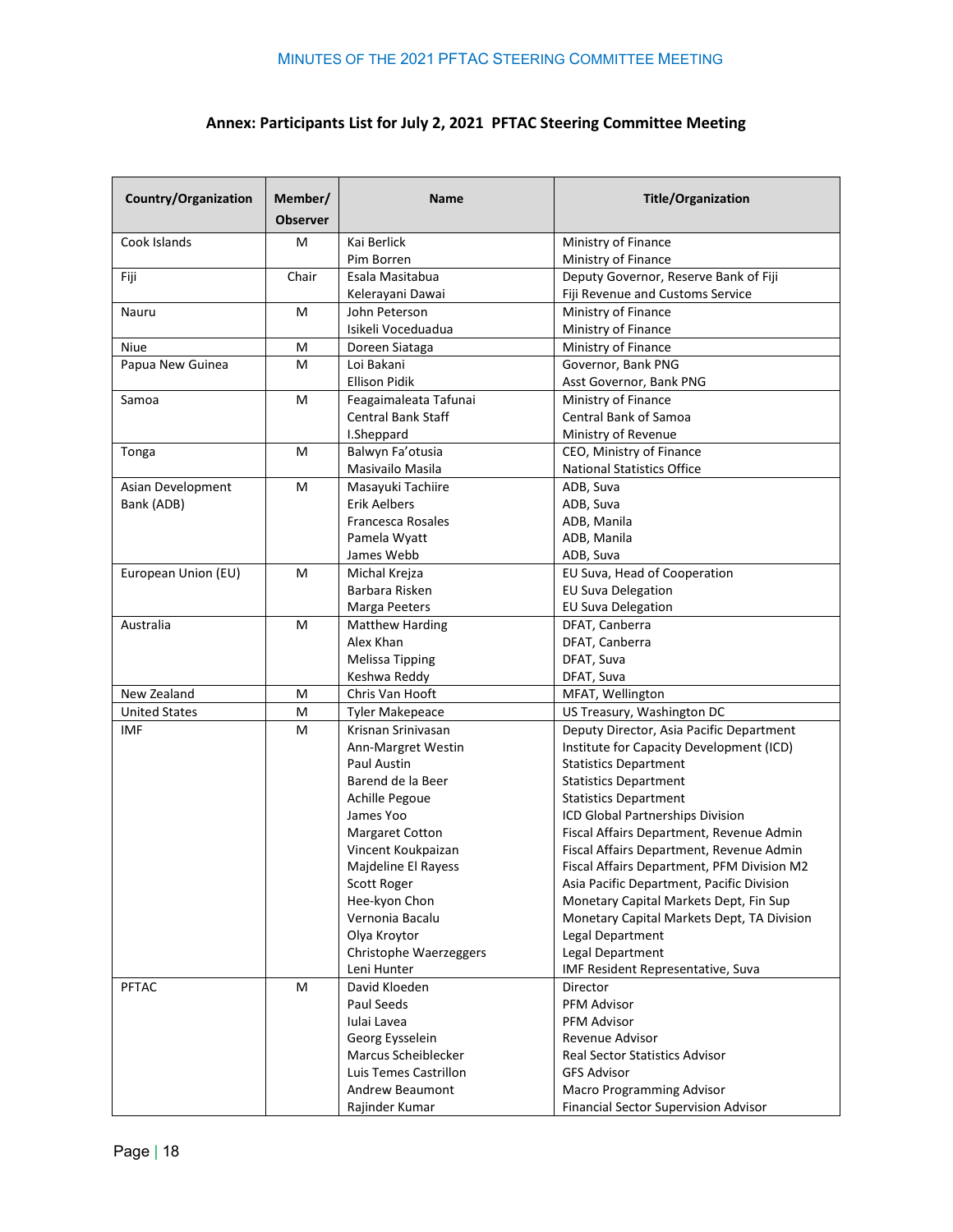## Annex: Participants List for July 2, 2021 PFTAC Steering Committee Meeting

| Country/Organization | Member/ Observer | Name | Title/Organization |
|---|---|---|---|
| Cook Islands | M | Kai Berlick | Ministry of Finance |
| | | Pim Borren | Ministry of Finance |
| Fiji | Chair | Esala Masitabua | Deputy Governor, Reserve Bank of Fiji |
| | | Kelerayani Dawai | Fiji Revenue and Customs Service |
| Nauru | M | John Peterson | Ministry of Finance |
| | | Isikeli Voceduadua | Ministry of Finance |
| Niue | M | Doreen Siataga | Ministry of Finance |
| Papua New Guinea | M | Loi Bakani | Governor, Bank PNG |
| | | Ellison Pidik | Asst Governor, Bank PNG |
| Samoa | M | Feagaimaleata Tafunai | Ministry of Finance |
| | | Central Bank Staff | Central Bank of Samoa |
| | | I.Sheppard | Ministry of Revenue |
| Tonga | M | Balwyn Fa'otusia | CEO, Ministry of Finance |
| | | Masivailo Masila | National Statistics Office |
| Asian Development Bank (ADB) | M | Masayuki Tachiire | ADB, Suva |
| | | Erik Aelbers | ADB, Suva |
| | | Francesca Rosales | ADB, Manila |
| | | Pamela Wyatt | ADB, Manila |
| | | James Webb | ADB, Suva |
| European Union (EU) | M | Michal Krejza | EU Suva, Head of Cooperation |
| | | Barbara Risken | EU Suva Delegation |
| | | Marga Peeters | EU Suva Delegation |
| Australia | M | Matthew Harding | DFAT, Canberra |
| | | Alex Khan | DFAT, Canberra |
| | | Melissa Tipping | DFAT, Suva |
| | | Keshwa Reddy | DFAT, Suva |
| New Zealand | M | Chris Van Hooft | MFAT, Wellington |
| United States | M | Tyler Makepeace | US Treasury, Washington DC |
| IMF | M | Krisnan Srinivasan | Deputy Director, Asia Pacific Department |
| | | Ann-Margret Westin | Institute for Capacity Development (ICD) |
| | | Paul Austin | Statistics Department |
| | | Barend de la Beer | Statistics Department |
| | | Achille Pegoue | Statistics Department |
| | | James Yoo | ICD Global Partnerships Division |
| | | Margaret Cotton | Fiscal Affairs Department, Revenue Admin |
| | | Vincent Koukpaizan | Fiscal Affairs Department, Revenue Admin |
| | | Majdeline El Rayess | Fiscal Affairs Department, PFM Division M2 |
| | | Scott Roger | Asia Pacific Department, Pacific Division |
| | | Hee-kyon Chon | Monetary Capital Markets Dept, Fin Sup |
| | | Vernonia Bacalu | Monetary Capital Markets Dept, TA Division |
| | | Olya Kroytor | Legal Department |
| | | Christophe Waerzeggers | Legal Department |
| | | Leni Hunter | IMF Resident Representative, Suva |
| PFTAC | M | David Kloeden | Director |
| | | Paul Seeds | PFM Advisor |
| | | Iulai Lavea | PFM Advisor |
| | | Georg Eysselein | Revenue Advisor |
| | | Marcus Scheiblecker | Real Sector Statistics Advisor |
| | | Luis Temes Castrillon | GFS Advisor |
| | | Andrew Beaumont | Macro Programming Advisor |
| | | Rajinder Kumar | Financial Sector Supervision Advisor |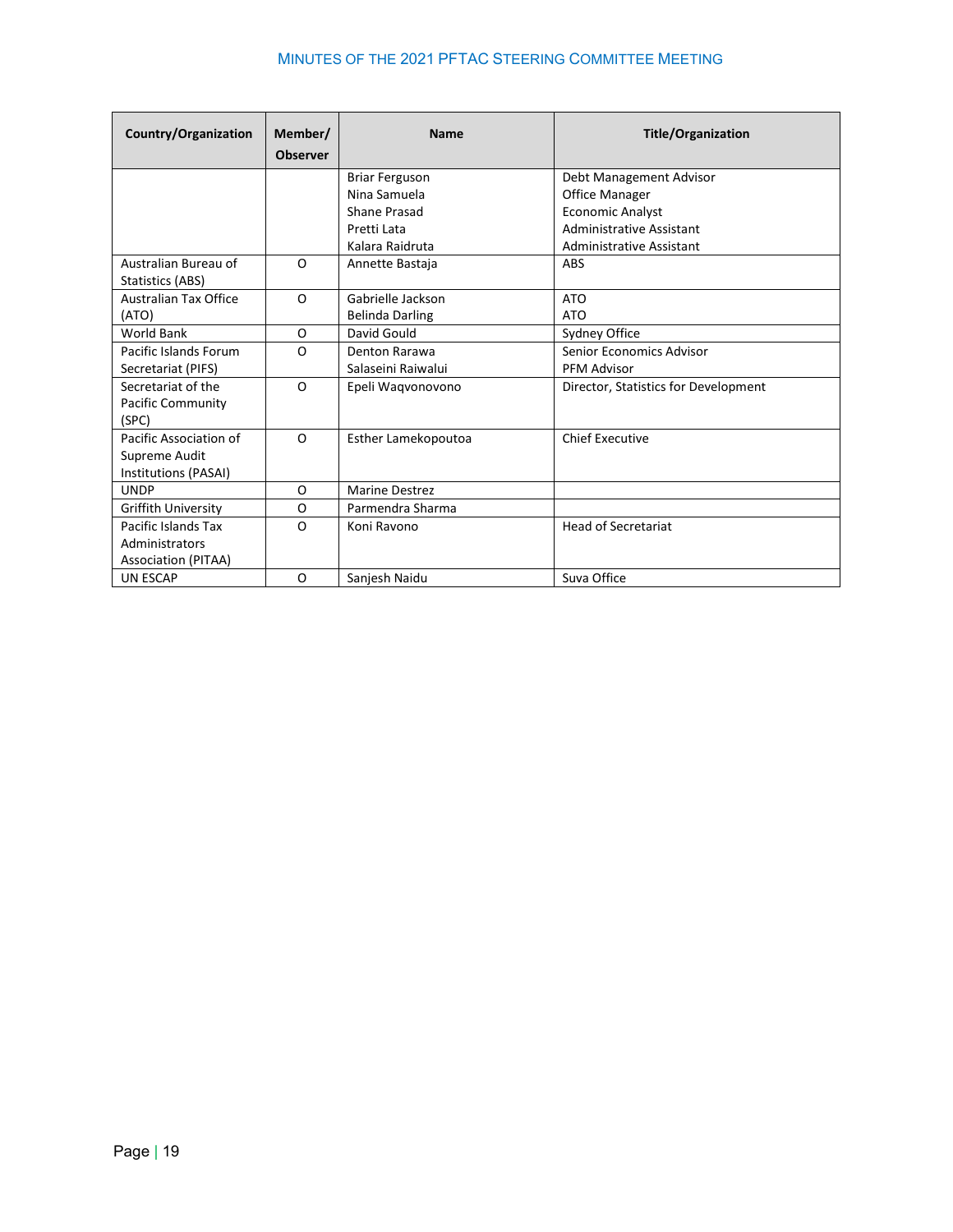| Country/Organization | Member/ Observer | Name | Title/Organization |
|---|---|---|---|
| | | Briar Ferguson<br>Nina Samuela<br>Shane Prasad<br>Pretti Lata<br>Kalara Raidruta | Debt Management Advisor<br>Office Manager<br>Economic Analyst<br>Administrative Assistant<br>Administrative Assistant |
| Australian Bureau of Statistics (ABS) | O | Annette Bastaja | ABS |
| Australian Tax Office (ATO) | O | Gabrielle Jackson<br>Belinda Darling | ATO<br>ATO |
| World Bank | O | David Gould | Sydney Office |
| Pacific Islands Forum Secretariat (PIFS) | O | Denton Rarawa<br>Salaseini Raiwalui | Senior Economics Advisor<br>PFM Advisor |
| Secretariat of the Pacific Community (SPC) | O | Epeli Waqvonovono | Director, Statistics for Development |
| Pacific Association of Supreme Audit Institutions (PASAI) | O | Esther Lamekopoutoa | Chief Executive |
| UNDP | O | Marine Destrez | |
| Griffith University | O | Parmendra Sharma | |
| Pacific Islands Tax Administrators Association (PITAA) | O | Koni Ravono | Head of Secretariat |
| UN ESCAP | O | Sanjesh Naidu | Suva Office |